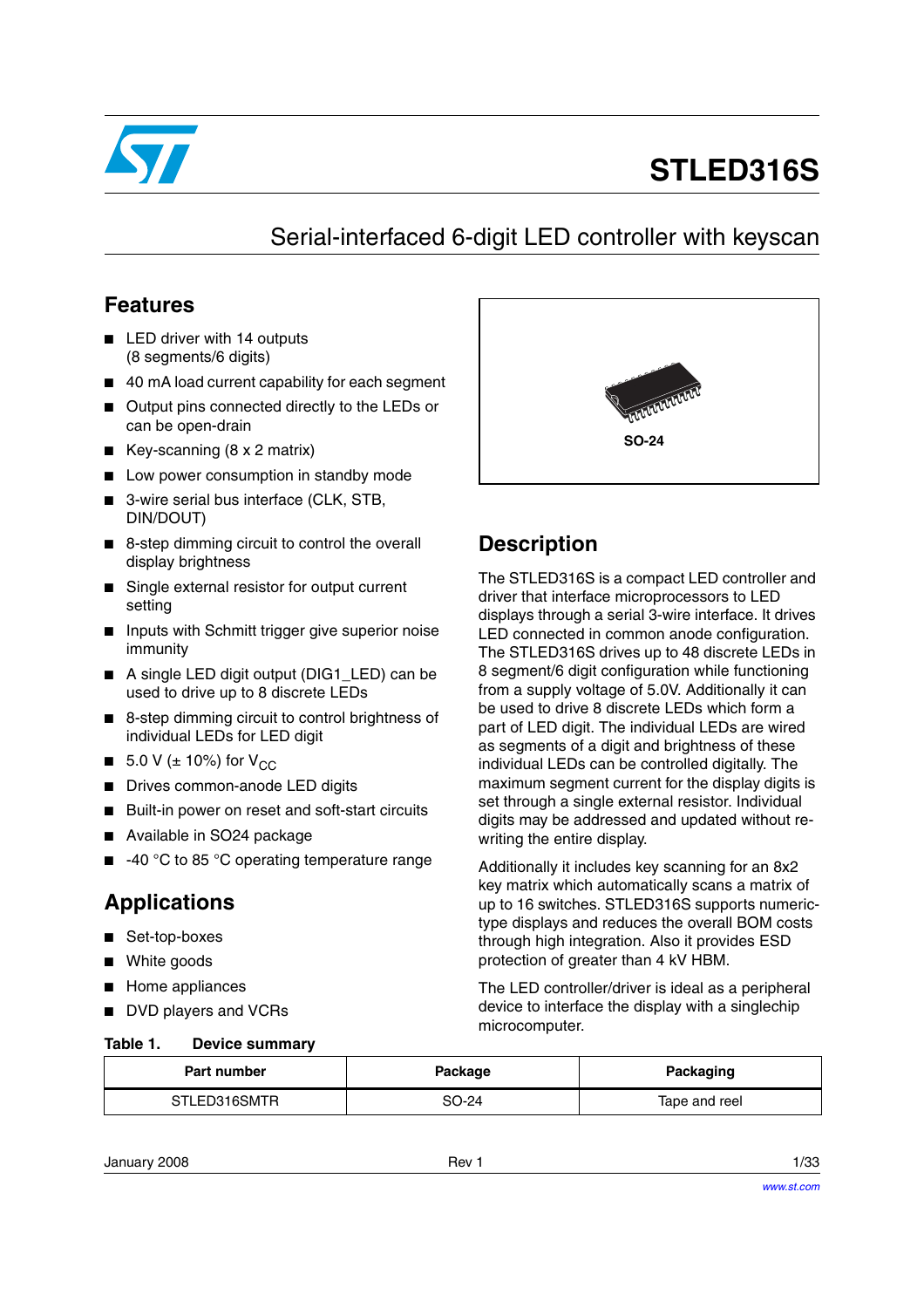# STLED316S

## Serial-interfaced 6-digit LED controller with keyscan

## Features

- LED driver with 14 outputs (8 segments/6 digits)
- 40 mA load current capability for each segment
- Output pins connected directly to the LEDs or can be open-drain
- Key-scanning (8 x 2 matrix)
- Low power consumption in standby mode
- 3-wire serial bus interface (CLK, STB, DIN/DOUT)
- 8-step dimming circuit to control the overall display brightness
- Single external resistor for output current setting
- Inputs with Schmitt trigger give superior noise immunity
- A single LED digit output (DIG1_LED) can be used to drive up to 8 discrete LEDs
- 8-step dimming circuit to control brightness of individual LEDs for LED digit
- 5.0 V (± 10%) for $V_{CC}$
- Drives common-anode LED digits
- Built-in power on reset and soft-start circuits
- Available in SO24 package
- -40 °C to 85 °C operating temperature range

SO-24

## Applications

- Set-top-boxes
- White goods
- Home appliances
- DVD players and VCRs

## Description

The STLED316S is a compact LED controller and driver that interface microprocessors to LED displays through a serial 3-wire interface. It drives LED connected in common anode configuration. The STLED316S drives up to 48 discrete LEDs in 8 segment/6 digit configuration while functioning from a supply voltage of 5.0V. Additionally it can be used to drive 8 discrete LEDs which form a part of LED digit. The individual LEDs are wired as segments of a digit and brightness of these individual LEDs can be controlled digitally. The maximum segment current for the display digits is set through a single external resistor. Individual digits may be addressed and updated without re-writing the entire display.

Additionally it includes key scanning for an 8x2 key matrix which automatically scans a matrix of up to 16 switches. STLED316S supports numeric-type displays and reduces the overall BOM costs through high integration. Also it provides ESD protection of greater than 4 kV HBM.

The LED controller/driver is ideal as a peripheral device to interface the display with a singlechip microcomputer.

**Table 1. Device summary**

| Part number | Package | Packaging |
|---|---|---|
| STLED316SMTR | SO-24 | Tape and reel |

January 2008 Rev 1

www.st.com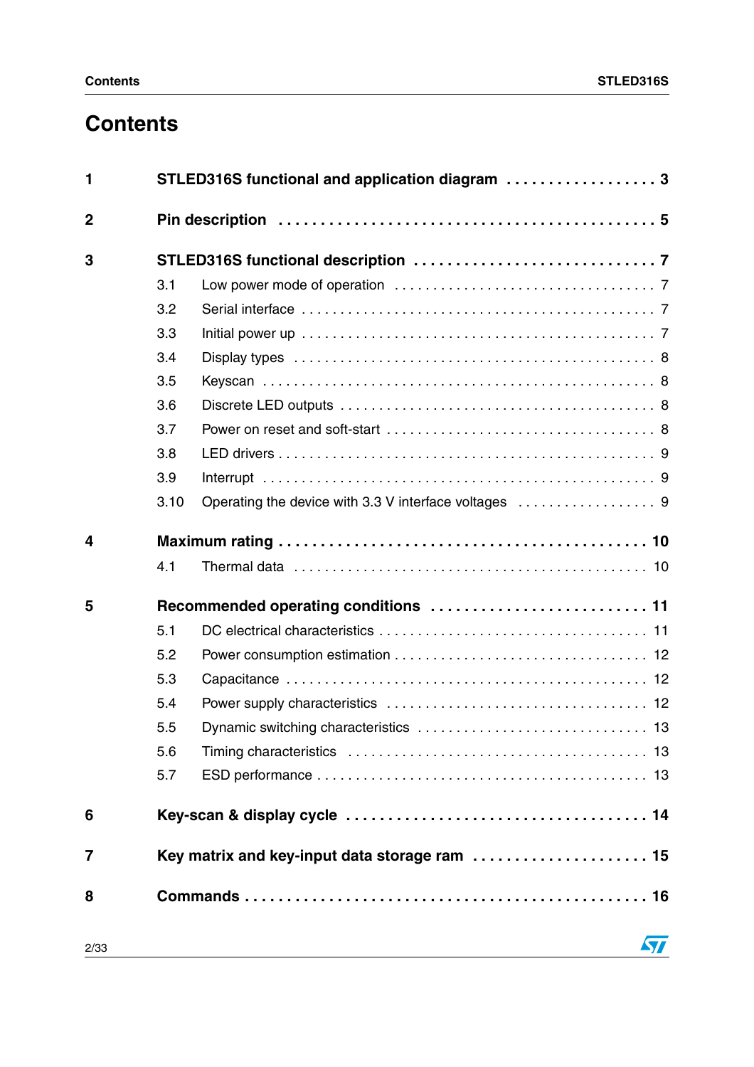# Contents

1 **STLED316S functional and application diagram** . . . . . . . . . . . . . . . . . . 3

2 **Pin description** . . . . . . . . . . . . . . . . . . . . . . . . . . . . . . . . . . . . . . . . . . 5

3 **STLED316S functional description** . . . . . . . . . . . . . . . . . . . . . . . . . . . . 7

- 3.1 Low power mode of operation . . . . . . . . . . . . . . . . . . . . . . . . . . . . . . . . 7
- 3.2 Serial interface . . . . . . . . . . . . . . . . . . . . . . . . . . . . . . . . . . . . . . . . . . . 7
- 3.3 Initial power up . . . . . . . . . . . . . . . . . . . . . . . . . . . . . . . . . . . . . . . . . . 7
- 3.4 Display types . . . . . . . . . . . . . . . . . . . . . . . . . . . . . . . . . . . . . . . . . . . 8
- 3.5 Keyscan . . . . . . . . . . . . . . . . . . . . . . . . . . . . . . . . . . . . . . . . . . . . . . . 8
- 3.6 Discrete LED outputs . . . . . . . . . . . . . . . . . . . . . . . . . . . . . . . . . . . . . . 8
- 3.7 Power on reset and soft-start . . . . . . . . . . . . . . . . . . . . . . . . . . . . . . . . 8
- 3.8 LED drivers . . . . . . . . . . . . . . . . . . . . . . . . . . . . . . . . . . . . . . . . . . . . . 9
- 3.9 Interrupt . . . . . . . . . . . . . . . . . . . . . . . . . . . . . . . . . . . . . . . . . . . . . . . 9
- 3.10 Operating the device with 3.3 V interface voltages . . . . . . . . . . . . . . . . . 9

4 **Maximum rating** . . . . . . . . . . . . . . . . . . . . . . . . . . . . . . . . . . . . . . . . . 10

- 4.1 Thermal data . . . . . . . . . . . . . . . . . . . . . . . . . . . . . . . . . . . . . . . . . . . 10

5 **Recommended operating conditions** . . . . . . . . . . . . . . . . . . . . . . . . . . 11

- 5.1 DC electrical characteristics . . . . . . . . . . . . . . . . . . . . . . . . . . . . . . . . . 11
- 5.2 Power consumption estimation . . . . . . . . . . . . . . . . . . . . . . . . . . . . . . . 12
- 5.3 Capacitance . . . . . . . . . . . . . . . . . . . . . . . . . . . . . . . . . . . . . . . . . . . . 12
- 5.4 Power supply characteristics . . . . . . . . . . . . . . . . . . . . . . . . . . . . . . . . 12
- 5.5 Dynamic switching characteristics . . . . . . . . . . . . . . . . . . . . . . . . . . . . 13
- 5.6 Timing characteristics . . . . . . . . . . . . . . . . . . . . . . . . . . . . . . . . . . . . . 13
- 5.7 ESD performance . . . . . . . . . . . . . . . . . . . . . . . . . . . . . . . . . . . . . . . . 13

6 **Key-scan & display cycle** . . . . . . . . . . . . . . . . . . . . . . . . . . . . . . . . . . 14

7 **Key matrix and key-input data storage ram** . . . . . . . . . . . . . . . . . . . . . 15

8 **Commands** . . . . . . . . . . . . . . . . . . . . . . . . . . . . . . . . . . . . . . . . . . . . . 16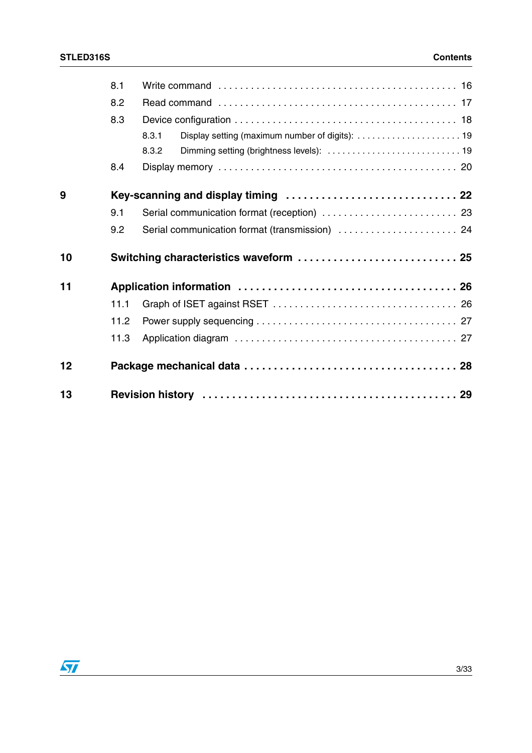| | | |
|---|---|---|
| 8.1 | Write command | 16 |
| 8.2 | Read command | 17 |
| 8.3 | Device configuration | 18 |
| 8.3.1 | Display setting (maximum number of digits): | 19 |
| 8.3.2 | Dimming setting (brightness levels): | 19 |
| 8.4 | Display memory | 20 |
| **9** | **Key-scanning and display timing** | **22** |
| 9.1 | Serial communication format (reception) | 23 |
| 9.2 | Serial communication format (transmission) | 24 |
| **10** | **Switching characteristics waveform** | **25** |
| **11** | **Application information** | **26** |
| 11.1 | Graph of ISET against RSET | 26 |
| 11.2 | Power supply sequencing | 27 |
| 11.3 | Application diagram | 27 |
| **12** | **Package mechanical data** | **28** |
| **13** | **Revision history** | **29** |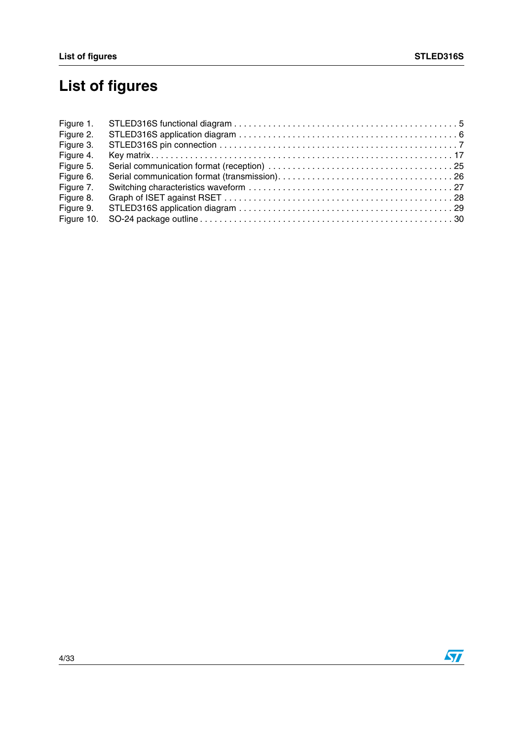# List of figures

Figure 1. STLED316S functional diagram . . . . . . . . . . . . . . . . . . . . . . . . . . . . . . . . . . . . . . . . . . . . . 5
Figure 2. STLED316S application diagram . . . . . . . . . . . . . . . . . . . . . . . . . . . . . . . . . . . . . . . . . . . 6
Figure 3. STLED316S pin connection . . . . . . . . . . . . . . . . . . . . . . . . . . . . . . . . . . . . . . . . . . . . . . . . 7
Figure 4. Key matrix . . . . . . . . . . . . . . . . . . . . . . . . . . . . . . . . . . . . . . . . . . . . . . . . . . . . . . . . . . . . 17
Figure 5. Serial communication format (reception) . . . . . . . . . . . . . . . . . . . . . . . . . . . . . . . . . . . . . 25
Figure 6. Serial communication format (transmission). . . . . . . . . . . . . . . . . . . . . . . . . . . . . . . . . . . 26
Figure 7. Switching characteristics waveform . . . . . . . . . . . . . . . . . . . . . . . . . . . . . . . . . . . . . . . . . 27
Figure 8. Graph of ISET against RSET . . . . . . . . . . . . . . . . . . . . . . . . . . . . . . . . . . . . . . . . . . . . . . 28
Figure 9. STLED316S application diagram . . . . . . . . . . . . . . . . . . . . . . . . . . . . . . . . . . . . . . . . . . . 29
Figure 10. SO-24 package outline . . . . . . . . . . . . . . . . . . . . . . . . . . . . . . . . . . . . . . . . . . . . . . . . . . . 30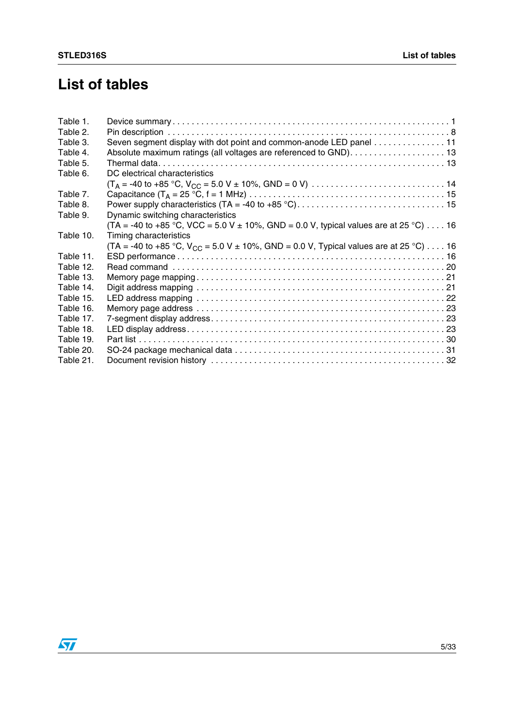# List of tables

Table 1. Device summary . . . . . . . . . . . . . . . . . . . . . . . . . . . . . . . . . . . . . . . . . . . . . . . . . . . . . . . . . . 1
Table 2. Pin description . . . . . . . . . . . . . . . . . . . . . . . . . . . . . . . . . . . . . . . . . . . . . . . . . . . . . . . . . . 8
Table 3. Seven segment display with dot point and common-anode LED panel . . . . . . . . . . . . . . . 11
Table 4. Absolute maximum ratings (all voltages are referenced to GND). . . . . . . . . . . . . . . . . . . . 13
Table 5. Thermal data. . . . . . . . . . . . . . . . . . . . . . . . . . . . . . . . . . . . . . . . . . . . . . . . . . . . . . . . . . . 13
Table 6. DC electrical characteristics
($T_A$ = -40 to +85 °C, $V_{CC}$ = 5.0 V ± 10%, GND = 0 V) . . . . . . . . . . . . . . . . . . . . . . . . . . . . 14
Table 7. Capacitance ($T_A$ = 25 °C, f = 1 MHz) . . . . . . . . . . . . . . . . . . . . . . . . . . . . . . . . . . . . . . . 15
Table 8. Power supply characteristics (TA = -40 to +85 °C). . . . . . . . . . . . . . . . . . . . . . . . . . . . . . . 15
Table 9. Dynamic switching characteristics
(TA = -40 to +85 °C, VCC = 5.0 V ± 10%, GND = 0.0 V, typical values are at 25 °C) . . . . 16
Table 10. Timing characteristics
(TA = -40 to +85 °C, $V_{CC}$ = 5.0 V ± 10%, GND = 0.0 V, Typical values are at 25 °C) . . . . 16
Table 11. ESD performance . . . . . . . . . . . . . . . . . . . . . . . . . . . . . . . . . . . . . . . . . . . . . . . . . . . . . . 16
Table 12. Read command . . . . . . . . . . . . . . . . . . . . . . . . . . . . . . . . . . . . . . . . . . . . . . . . . . . . . . . 20
Table 13. Memory page mapping . . . . . . . . . . . . . . . . . . . . . . . . . . . . . . . . . . . . . . . . . . . . . . . . . . . 21
Table 14. Digit address mapping . . . . . . . . . . . . . . . . . . . . . . . . . . . . . . . . . . . . . . . . . . . . . . . . . . . 21
Table 15. LED address mapping . . . . . . . . . . . . . . . . . . . . . . . . . . . . . . . . . . . . . . . . . . . . . . . . . . . 22
Table 16. Memory page address . . . . . . . . . . . . . . . . . . . . . . . . . . . . . . . . . . . . . . . . . . . . . . . . . . . 23
Table 17. 7-segment display address. . . . . . . . . . . . . . . . . . . . . . . . . . . . . . . . . . . . . . . . . . . . . . . . 23
Table 18. LED display address. . . . . . . . . . . . . . . . . . . . . . . . . . . . . . . . . . . . . . . . . . . . . . . . . . . . . 23
Table 19. Part list . . . . . . . . . . . . . . . . . . . . . . . . . . . . . . . . . . . . . . . . . . . . . . . . . . . . . . . . . . . . . . . 30
Table 20. SO-24 package mechanical data . . . . . . . . . . . . . . . . . . . . . . . . . . . . . . . . . . . . . . . . . . . 31
Table 21. Document revision history . . . . . . . . . . . . . . . . . . . . . . . . . . . . . . . . . . . . . . . . . . . . . . . . 32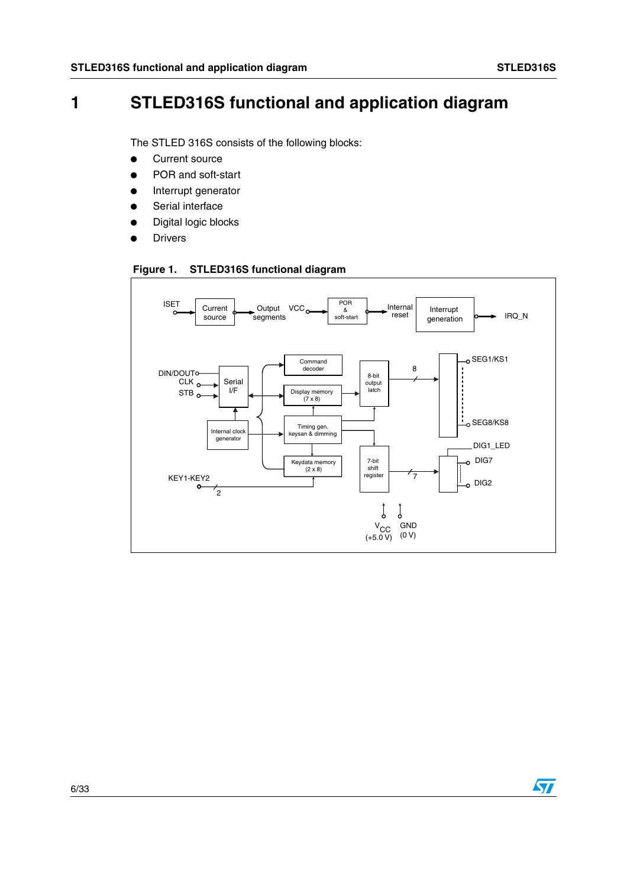# 1 STLED316S functional and application diagram

The STLED 316S consists of the following blocks:

- Current source
- POR and soft-start
- Interrupt generator
- Serial interface
- Digital logic blocks
- Drivers

**Figure 1. STLED316S functional diagram**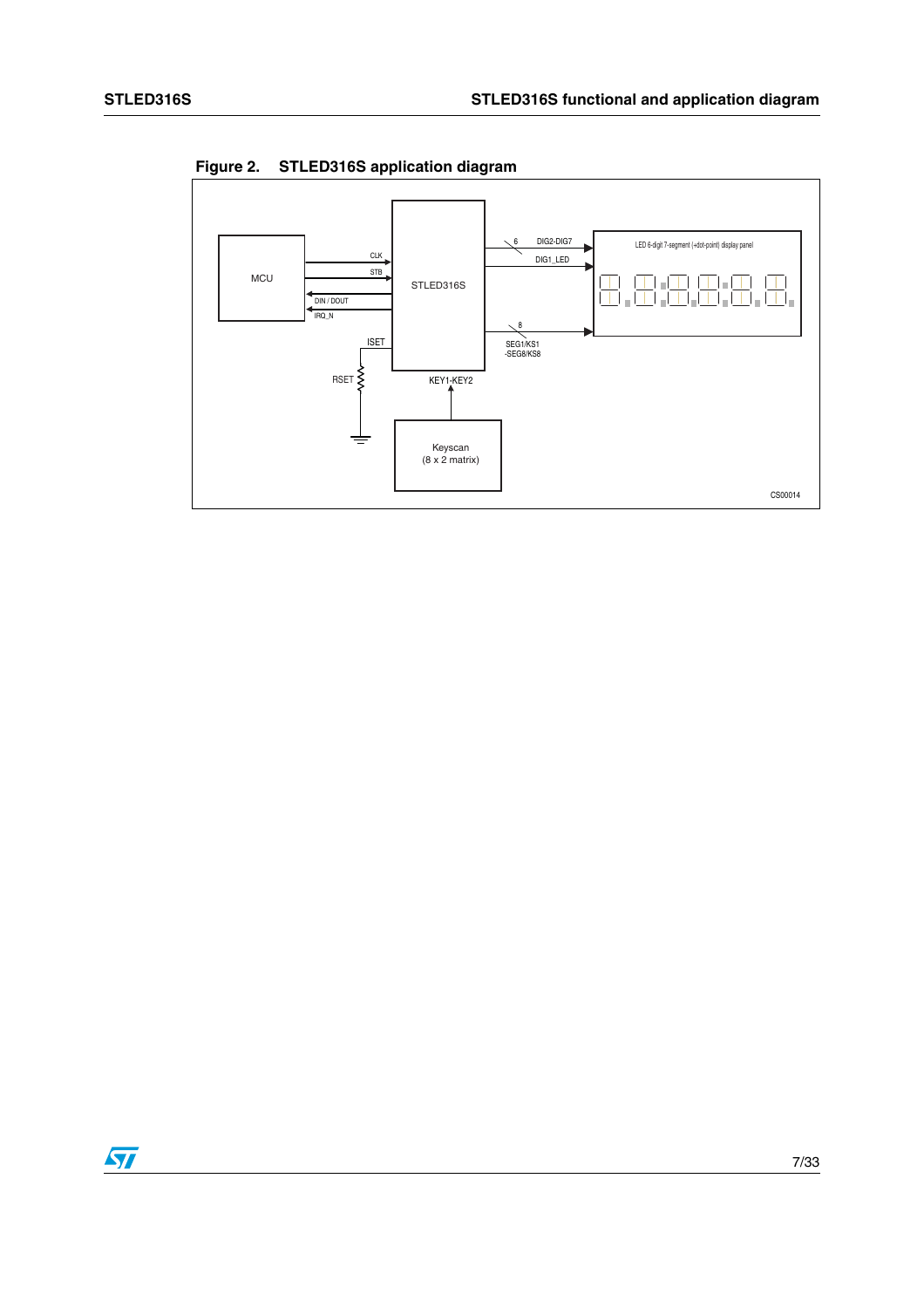**Figure 2. STLED316S application diagram**

MCU

CLK

STB

DIN / DOUT

IRQ_N

STLED316S

ISET

RSET

KEY1-KEY2

Keyscan
(8 x 2 matrix)

6 DIG2-DIG7

DIG1_LED

8

SEG1/KS1
-SEG8/KS8

LED 6-digit 7-segment (+dot-point) display panel

CS00014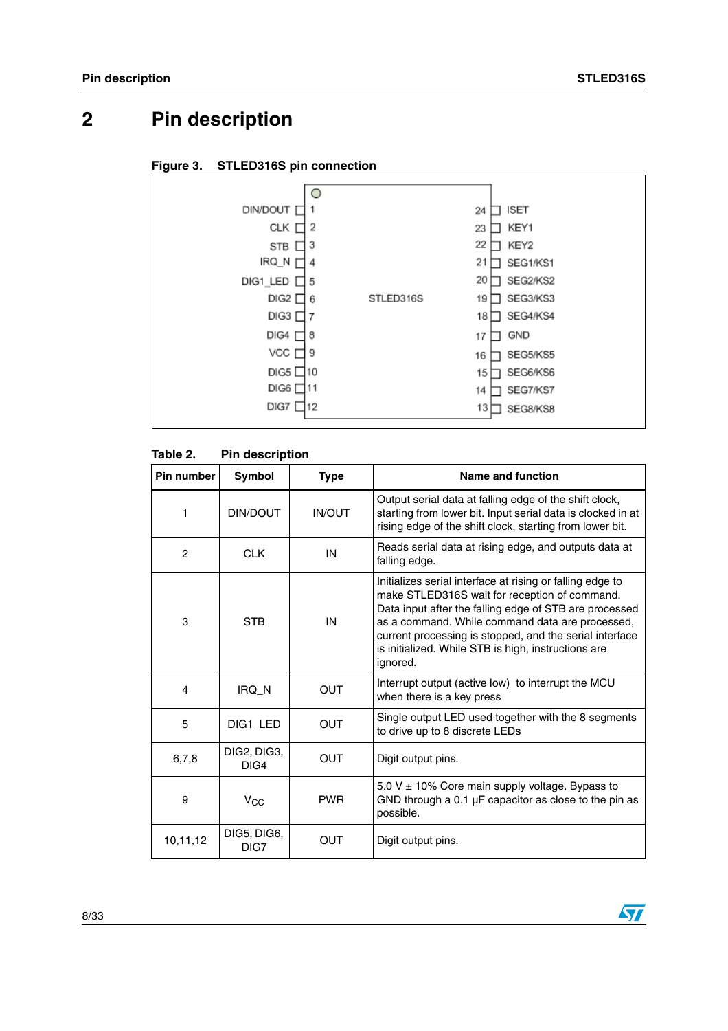# 2 Pin description

Figure 3. STLED316S pin connection

| Pin | Symbol | | Pin | Symbol |
|---|---|---|---|---|
| 1 | DIN/DOUT | | 24 | ISET |
| 2 | CLK | | 23 | KEY1 |
| 3 | STB | | 22 | KEY2 |
| 4 | IRQ_N | | 21 | SEG1/KS1 |
| 5 | DIG1_LED | | 20 | SEG2/KS2 |
| 6 | DIG2 | STLED316S | 19 | SEG3/KS3 |
| 7 | DIG3 | | 18 | SEG4/KS4 |
| 8 | DIG4 | | 17 | GND |
| 9 | VCC | | 16 | SEG5/KS5 |
| 10 | DIG5 | | 15 | SEG6/KS6 |
| 11 | DIG6 | | 14 | SEG7/KS7 |
| 12 | DIG7 | | 13 | SEG8/KS8 |

Table 2. Pin description

| Pin number | Symbol | Type | Name and function |
|---|---|---|---|
| 1 | DIN/DOUT | IN/OUT | Output serial data at falling edge of the shift clock, starting from lower bit. Input serial data is clocked in at rising edge of the shift clock, starting from lower bit. |
| 2 | CLK | IN | Reads serial data at rising edge, and outputs data at falling edge. |
| 3 | STB | IN | Initializes serial interface at rising or falling edge to make STLED316S wait for reception of command. Data input after the falling edge of STB are processed as a command. While command data are processed, current processing is stopped, and the serial interface is initialized. While STB is high, instructions are ignored. |
| 4 | IRQ_N | OUT | Interrupt output (active low) to interrupt the MCU when there is a key press |
| 5 | DIG1_LED | OUT | Single output LED used together with the 8 segments to drive up to 8 discrete LEDs |
| 6,7,8 | DIG2, DIG3, DIG4 | OUT | Digit output pins. |
| 9 | $V_{CC}$ | PWR | 5.0 V ± 10% Core main supply voltage. Bypass to GND through a 0.1 µF capacitor as close to the pin as possible. |
| 10,11,12 | DIG5, DIG6, DIG7 | OUT | Digit output pins. |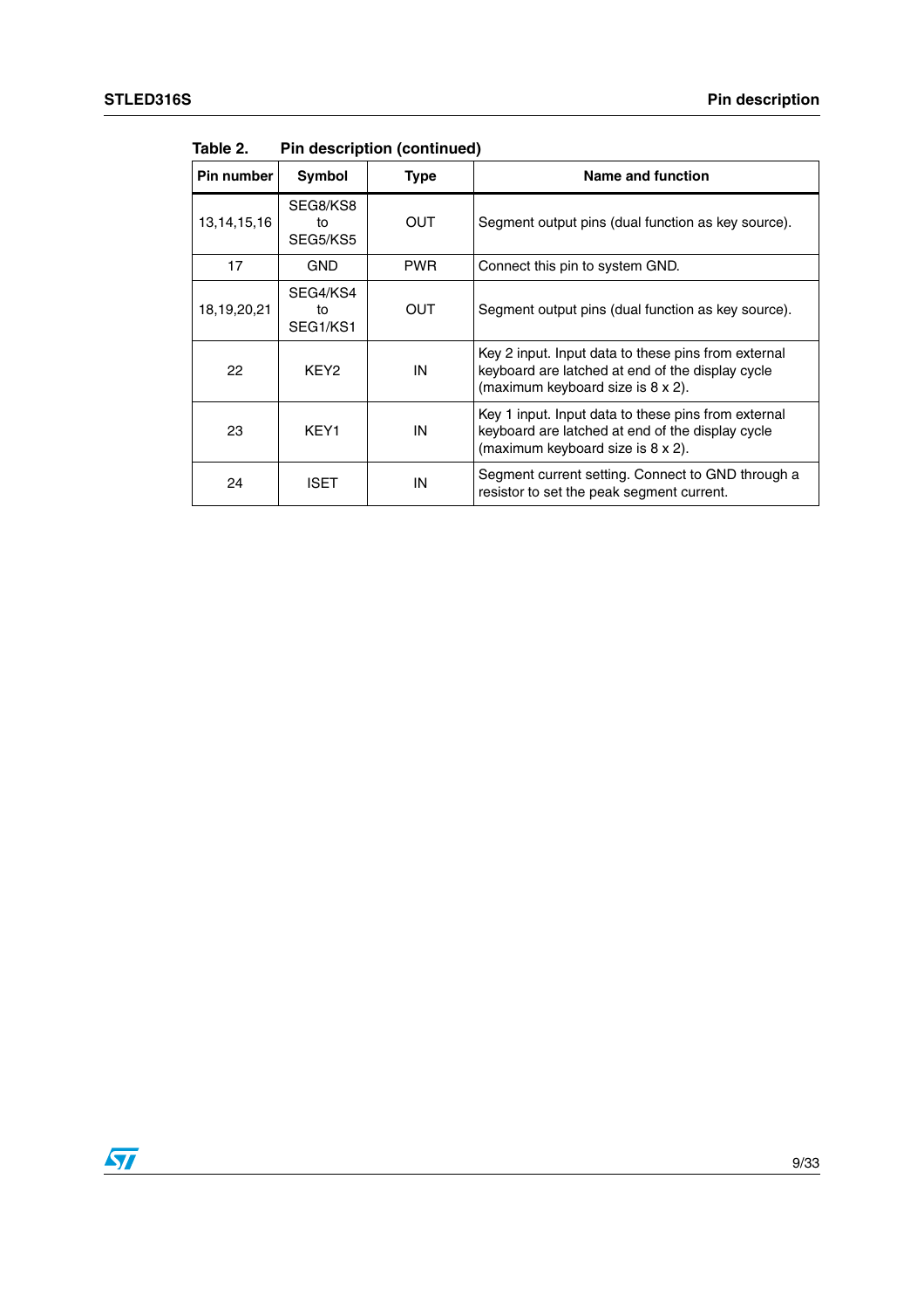Table 2. Pin description (continued)

| Pin number | Symbol | Type | Name and function |
|---|---|---|---|
| 13,14,15,16 | SEG8/KS8 to SEG5/KS5 | OUT | Segment output pins (dual function as key source). |
| 17 | GND | PWR | Connect this pin to system GND. |
| 18,19,20,21 | SEG4/KS4 to SEG1/KS1 | OUT | Segment output pins (dual function as key source). |
| 22 | KEY2 | IN | Key 2 input. Input data to these pins from external keyboard are latched at end of the display cycle (maximum keyboard size is 8 x 2). |
| 23 | KEY1 | IN | Key 1 input. Input data to these pins from external keyboard are latched at end of the display cycle (maximum keyboard size is 8 x 2). |
| 24 | ISET | IN | Segment current setting. Connect to GND through a resistor to set the peak segment current. |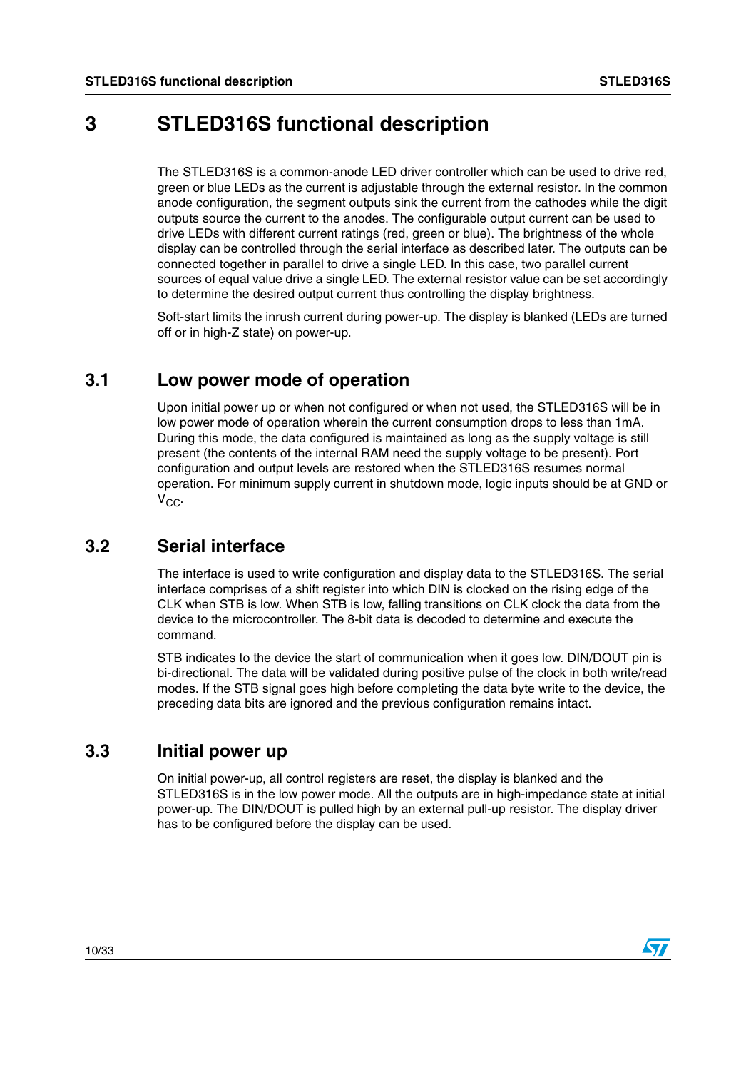# 3 STLED316S functional description

The STLED316S is a common-anode LED driver controller which can be used to drive red, green or blue LEDs as the current is adjustable through the external resistor. In the common anode configuration, the segment outputs sink the current from the cathodes while the digit outputs source the current to the anodes. The configurable output current can be used to drive LEDs with different current ratings (red, green or blue). The brightness of the whole display can be controlled through the serial interface as described later. The outputs can be connected together in parallel to drive a single LED. In this case, two parallel current sources of equal value drive a single LED. The external resistor value can be set accordingly to determine the desired output current thus controlling the display brightness.

Soft-start limits the inrush current during power-up. The display is blanked (LEDs are turned off or in high-Z state) on power-up.

## 3.1 Low power mode of operation

Upon initial power up or when not configured or when not used, the STLED316S will be in low power mode of operation wherein the current consumption drops to less than 1mA. During this mode, the data configured is maintained as long as the supply voltage is still present (the contents of the internal RAM need the supply voltage to be present). Port configuration and output levels are restored when the STLED316S resumes normal operation. For minimum supply current in shutdown mode, logic inputs should be at GND or $V_{CC}$.

## 3.2 Serial interface

The interface is used to write configuration and display data to the STLED316S. The serial interface comprises of a shift register into which DIN is clocked on the rising edge of the CLK when STB is low. When STB is low, falling transitions on CLK clock the data from the device to the microcontroller. The 8-bit data is decoded to determine and execute the command.

STB indicates to the device the start of communication when it goes low. DIN/DOUT pin is bi-directional. The data will be validated during positive pulse of the clock in both write/read modes. If the STB signal goes high before completing the data byte write to the device, the preceding data bits are ignored and the previous configuration remains intact.

## 3.3 Initial power up

On initial power-up, all control registers are reset, the display is blanked and the STLED316S is in the low power mode. All the outputs are in high-impedance state at initial power-up. The DIN/DOUT is pulled high by an external pull-up resistor. The display driver has to be configured before the display can be used.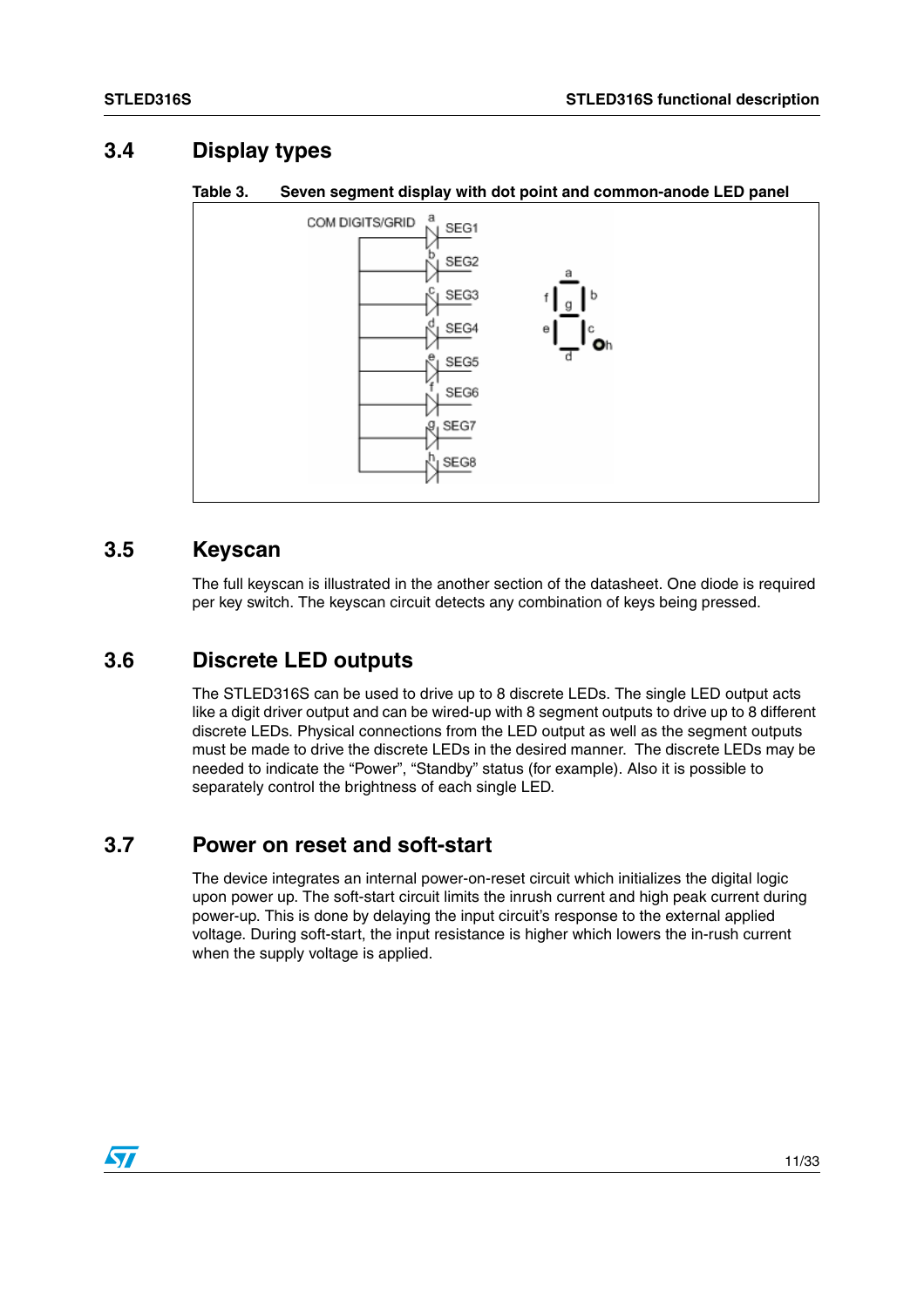## 3.4 Display types

**Table 3. Seven segment display with dot point and common-anode LED panel**

COM DIGITS/GRID

| Segment | Output |
|---|---|
| a | SEG1 |
| b | SEG2 |
| c | SEG3 |
| d | SEG4 |
| e | SEG5 |
| f | SEG6 |
| g | SEG7 |
| h | SEG8 |

## 3.5 Keyscan

The full keyscan is illustrated in the another section of the datasheet. One diode is required per key switch. The keyscan circuit detects any combination of keys being pressed.

## 3.6 Discrete LED outputs

The STLED316S can be used to drive up to 8 discrete LEDs. The single LED output acts like a digit driver output and can be wired-up with 8 segment outputs to drive up to 8 different discrete LEDs. Physical connections from the LED output as well as the segment outputs must be made to drive the discrete LEDs in the desired manner. The discrete LEDs may be needed to indicate the "Power", "Standby" status (for example). Also it is possible to separately control the brightness of each single LED.

## 3.7 Power on reset and soft-start

The device integrates an internal power-on-reset circuit which initializes the digital logic upon power up. The soft-start circuit limits the inrush current and high peak current during power-up. This is done by delaying the input circuit's response to the external applied voltage. During soft-start, the input resistance is higher which lowers the in-rush current when the supply voltage is applied.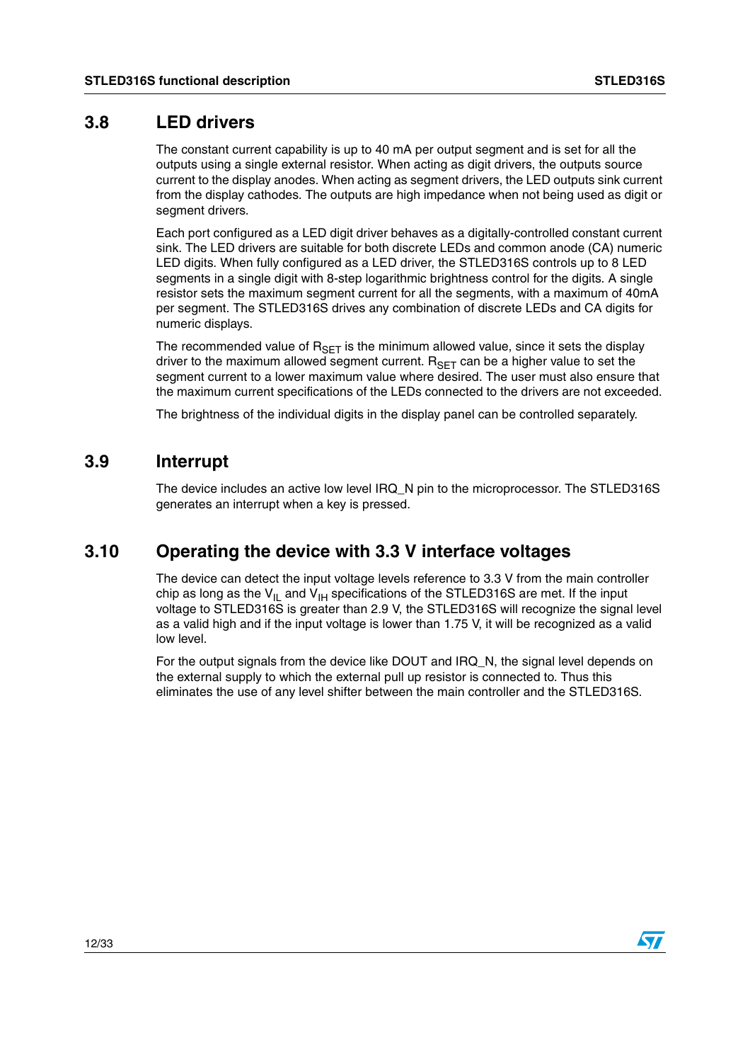## 3.8 LED drivers

The constant current capability is up to 40 mA per output segment and is set for all the outputs using a single external resistor. When acting as digit drivers, the outputs source current to the display anodes. When acting as segment drivers, the LED outputs sink current from the display cathodes. The outputs are high impedance when not being used as digit or segment drivers.

Each port configured as a LED digit driver behaves as a digitally-controlled constant current sink. The LED drivers are suitable for both discrete LEDs and common anode (CA) numeric LED digits. When fully configured as a LED driver, the STLED316S controls up to 8 LED segments in a single digit with 8-step logarithmic brightness control for the digits. A single resistor sets the maximum segment current for all the segments, with a maximum of 40mA per segment. The STLED316S drives any combination of discrete LEDs and CA digits for numeric displays.

The recommended value of $R_{SET}$ is the minimum allowed value, since it sets the display driver to the maximum allowed segment current. $R_{SET}$ can be a higher value to set the segment current to a lower maximum value where desired. The user must also ensure that the maximum current specifications of the LEDs connected to the drivers are not exceeded.

The brightness of the individual digits in the display panel can be controlled separately.

## 3.9 Interrupt

The device includes an active low level IRQ_N pin to the microprocessor. The STLED316S generates an interrupt when a key is pressed.

## 3.10 Operating the device with 3.3 V interface voltages

The device can detect the input voltage levels reference to 3.3 V from the main controller chip as long as the $V_{IL}$ and $V_{IH}$ specifications of the STLED316S are met. If the input voltage to STLED316S is greater than 2.9 V, the STLED316S will recognize the signal level as a valid high and if the input voltage is lower than 1.75 V, it will be recognized as a valid low level.

For the output signals from the device like DOUT and IRQ_N, the signal level depends on the external supply to which the external pull up resistor is connected to. Thus this eliminates the use of any level shifter between the main controller and the STLED316S.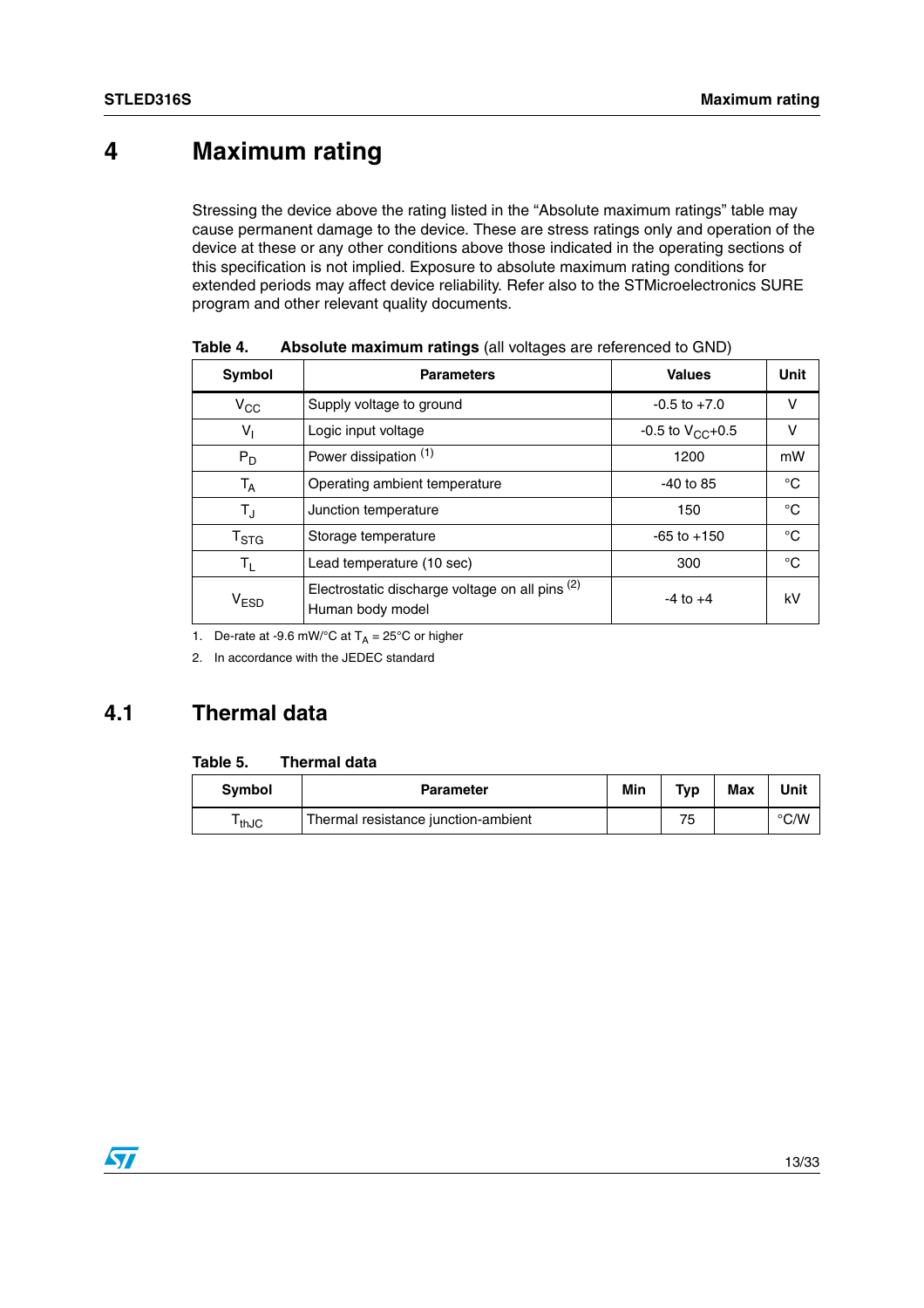# 4 Maximum rating

Stressing the device above the rating listed in the “Absolute maximum ratings” table may cause permanent damage to the device. These are stress ratings only and operation of the device at these or any other conditions above those indicated in the operating sections of this specification is not implied. Exposure to absolute maximum rating conditions for extended periods may affect device reliability. Refer also to the STMicroelectronics SURE program and other relevant quality documents.

**Table 4. Absolute maximum ratings** (all voltages are referenced to GND)

| Symbol | Parameters | Values | Unit |
|---|---|---|---|
| $V_{CC}$ | Supply voltage to ground | -0.5 to +7.0 | V |
| $V_I$ | Logic input voltage | -0.5 to $V_{CC}$+0.5 | V |
| $P_D$ | Power dissipation [1] | 1200 | mW |
| $T_A$ | Operating ambient temperature | -40 to 85 | °C |
| $T_J$ | Junction temperature | 150 | °C |
| $T_{STG}$ | Storage temperature | -65 to +150 | °C |
| $T_L$ | Lead temperature (10 sec) | 300 | °C |
| $V_{ESD}$ | Electrostatic discharge voltage on all pins [2] Human body model | -4 to +4 | kV |

1. De-rate at -9.6 mW/°C at $T_A$ = 25°C or higher
2. In accordance with the JEDEC standard

## 4.1 Thermal data

**Table 5. Thermal data**

| Symbol | Parameter | Min | Typ | Max | Unit |
|---|---|---|---|---|---|
| $T_{thJC}$ | Thermal resistance junction-ambient | | 75 | | °C/W |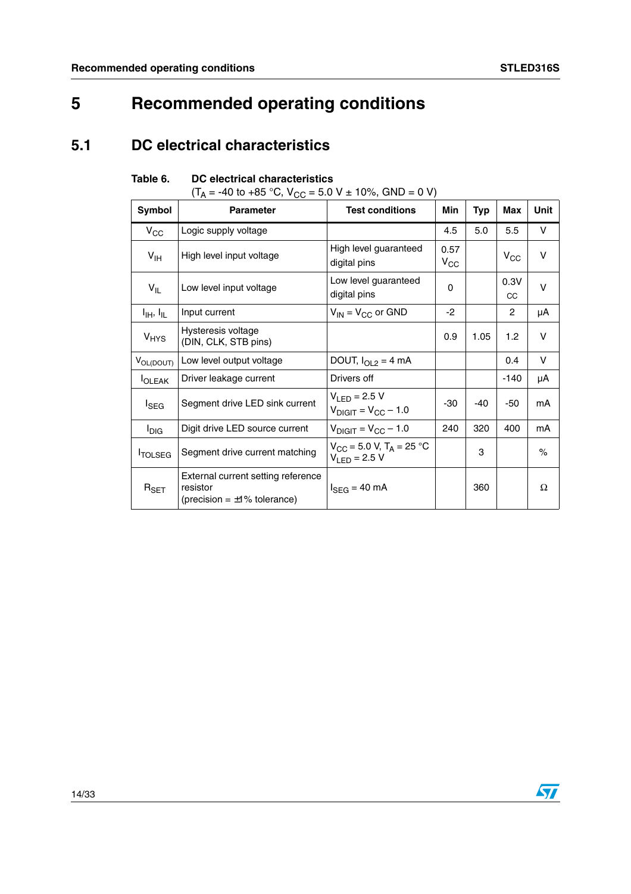# 5 Recommended operating conditions

## 5.1 DC electrical characteristics

**Table 6. DC electrical characteristics**
($T_A$ = -40 to +85 °C, $V_{CC}$ = 5.0 V ± 10%, GND = 0 V)

| Symbol | Parameter | Test conditions | Min | Typ | Max | Unit |
|---|---|---|---|---|---|---|
| $V_{CC}$ | Logic supply voltage | | 4.5 | 5.0 | 5.5 | V |
| $V_{IH}$ | High level input voltage | High level guaranteed digital pins | 0.57 $V_{CC}$ | | $V_{CC}$ | V |
| $V_{IL}$ | Low level input voltage | Low level guaranteed digital pins | 0 | | 0.3$V_{CC}$ | V |
| $I_{IH}$, $I_{IL}$ | Input current | $V_{IN}$ = $V_{CC}$ or GND | -2 | | 2 | µA |
| $V_{HYS}$ | Hysteresis voltage (DIN, CLK, STB pins) | | 0.9 | 1.05 | 1.2 | V |
| $V_{OL(DOUT)}$ | Low level output voltage | DOUT, $I_{OL2}$ = 4 mA | | | 0.4 | V |
| $I_{OLEAK}$ | Driver leakage current | Drivers off | | | -140 | µA |
| $I_{SEG}$ | Segment drive LED sink current | $V_{LED}$ = 2.5 V<br>$V_{DIGIT}$ = $V_{CC}$ – 1.0 | -30 | -40 | -50 | mA |
| $I_{DIG}$ | Digit drive LED source current | $V_{DIGIT}$ = $V_{CC}$ – 1.0 | 240 | 320 | 400 | mA |
| $I_{TOLSEG}$ | Segment drive current matching | $V_{CC}$ = 5.0 V, $T_A$ = 25 °C<br>$V_{LED}$ = 2.5 V | | 3 | | % |
| $R_{SET}$ | External current setting reference resistor (precision = ±1% tolerance) | $I_{SEG}$ = 40 mA | | 360 | | Ω |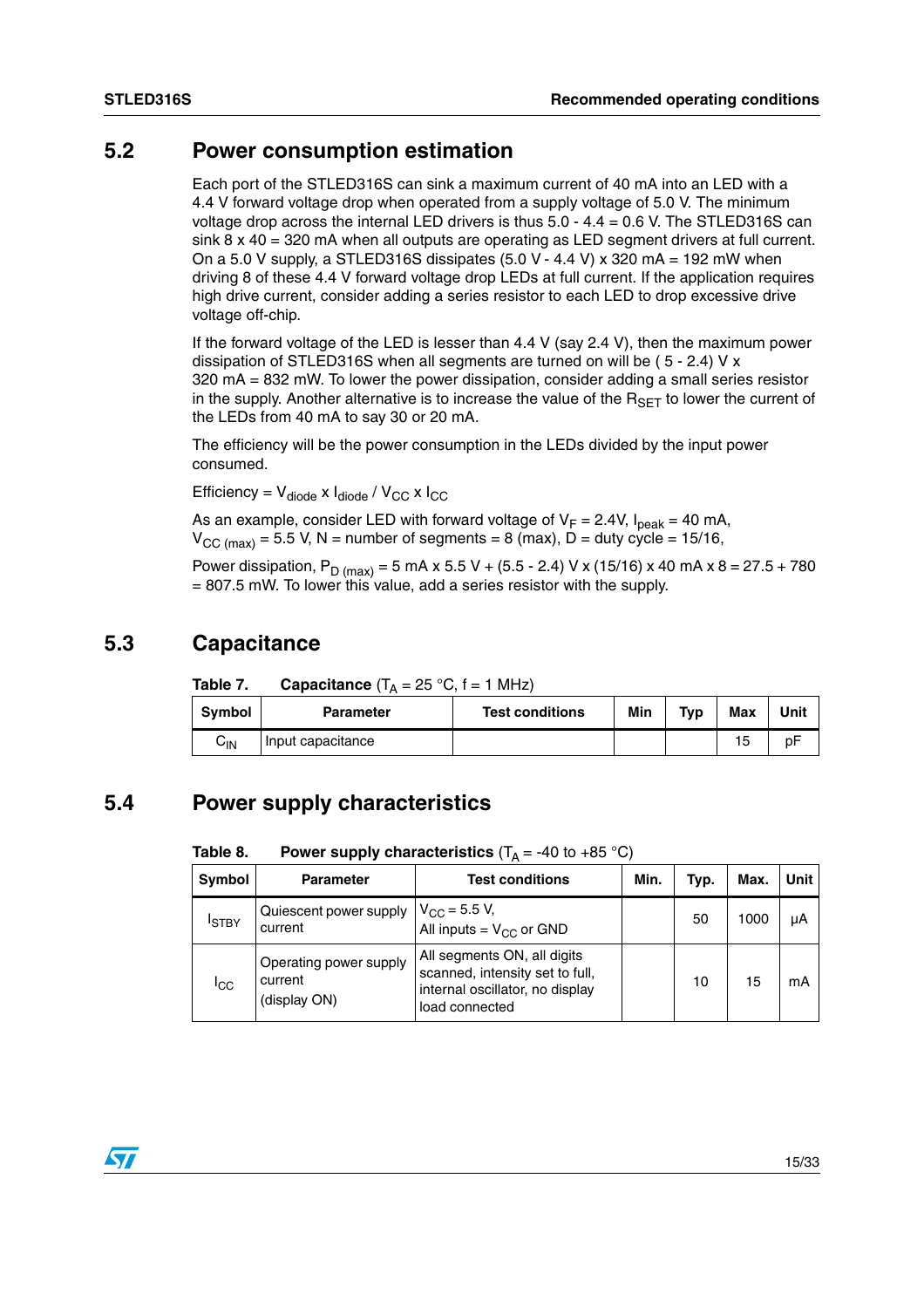## 5.2 Power consumption estimation

Each port of the STLED316S can sink a maximum current of 40 mA into an LED with a 4.4 V forward voltage drop when operated from a supply voltage of 5.0 V. The minimum voltage drop across the internal LED drivers is thus 5.0 - 4.4 = 0.6 V. The STLED316S can sink 8 x 40 = 320 mA when all outputs are operating as LED segment drivers at full current. On a 5.0 V supply, a STLED316S dissipates (5.0 V - 4.4 V) x 320 mA = 192 mW when driving 8 of these 4.4 V forward voltage drop LEDs at full current. If the application requires high drive current, consider adding a series resistor to each LED to drop excessive drive voltage off-chip.

If the forward voltage of the LED is lesser than 4.4 V (say 2.4 V), then the maximum power dissipation of STLED316S when all segments are turned on will be ( 5 - 2.4) V x 320 mA = 832 mW. To lower the power dissipation, consider adding a small series resistor in the supply. Another alternative is to increase the value of the $R_{SET}$ to lower the current of the LEDs from 40 mA to say 30 or 20 mA.

The efficiency will be the power consumption in the LEDs divided by the input power consumed.

Efficiency = $V_{diode} \times I_{diode} / V_{CC} \times I_{CC}$

As an example, consider LED with forward voltage of $V_F$ = 2.4V, $I_{peak}$ = 40 mA, $V_{CC\ (max)}$ = 5.5 V, N = number of segments = 8 (max), D = duty cycle = 15/16,

Power dissipation, $P_{D\ (max)}$ = 5 mA x 5.5 V + (5.5 - 2.4) V x (15/16) x 40 mA x 8 = 27.5 + 780 = 807.5 mW. To lower this value, add a series resistor with the supply.

## 5.3 Capacitance

**Table 7. Capacitance** ($T_A$ = 25 °C, f = 1 MHz)

| Symbol | Parameter | Test conditions | Min | Typ | Max | Unit |
|---|---|---|---|---|---|---|
| $C_{IN}$ | Input capacitance | | | | 15 | pF |

## 5.4 Power supply characteristics

**Table 8. Power supply characteristics** ($T_A$ = -40 to +85 °C)

| Symbol | Parameter | Test conditions | Min. | Typ. | Max. | Unit |
|---|---|---|---|---|---|---|
| $I_{STBY}$ | Quiescent power supply current | $V_{CC}$ = 5.5 V, All inputs = $V_{CC}$ or GND | | 50 | 1000 | µA |
| $I_{CC}$ | Operating power supply current (display ON) | All segments ON, all digits scanned, intensity set to full, internal oscillator, no display load connected | | 10 | 15 | mA |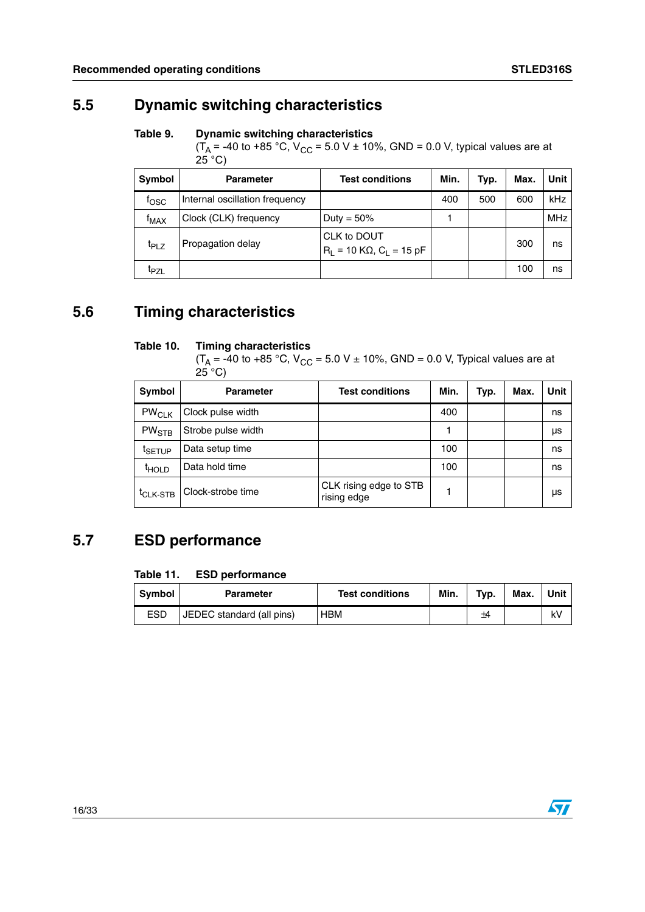## 5.5 Dynamic switching characteristics

**Table 9. Dynamic switching characteristics**
($T_A$ = -40 to +85 °C, $V_{CC}$ = 5.0 V ± 10%, GND = 0.0 V, typical values are at 25 °C)

| Symbol | Parameter | Test conditions | Min. | Typ. | Max. | Unit |
|---|---|---|---|---|---|---|
| $f_{OSC}$ | Internal oscillation frequency | | 400 | 500 | 600 | kHz |
| $f_{MAX}$ | Clock (CLK) frequency | Duty = 50% | 1 | | | MHz |
| $t_{PLZ}$ | Propagation delay | CLK to DOUT $R_L$ = 10 KΩ, $C_L$ = 15 pF | | | 300 | ns |
| $t_{PZL}$ | | | | | 100 | ns |

## 5.6 Timing characteristics

**Table 10. Timing characteristics**
($T_A$ = -40 to +85 °C, $V_{CC}$ = 5.0 V ± 10%, GND = 0.0 V, Typical values are at 25 °C)

| Symbol | Parameter | Test conditions | Min. | Typ. | Max. | Unit |
|---|---|---|---|---|---|---|
| $PW_{CLK}$ | Clock pulse width | | 400 | | | ns |
| $PW_{STB}$ | Strobe pulse width | | 1 | | | µs |
| $t_{SETUP}$ | Data setup time | | 100 | | | ns |
| $t_{HOLD}$ | Data hold time | | 100 | | | ns |
| $t_{CLK-STB}$ | Clock-strobe time | CLK rising edge to STB rising edge | 1 | | | µs |

## 5.7 ESD performance

**Table 11. ESD performance**

| Symbol | Parameter | Test conditions | Min. | Typ. | Max. | Unit |
|---|---|---|---|---|---|---|
| ESD | JEDEC standard (all pins) | HBM | | ±4 | | kV |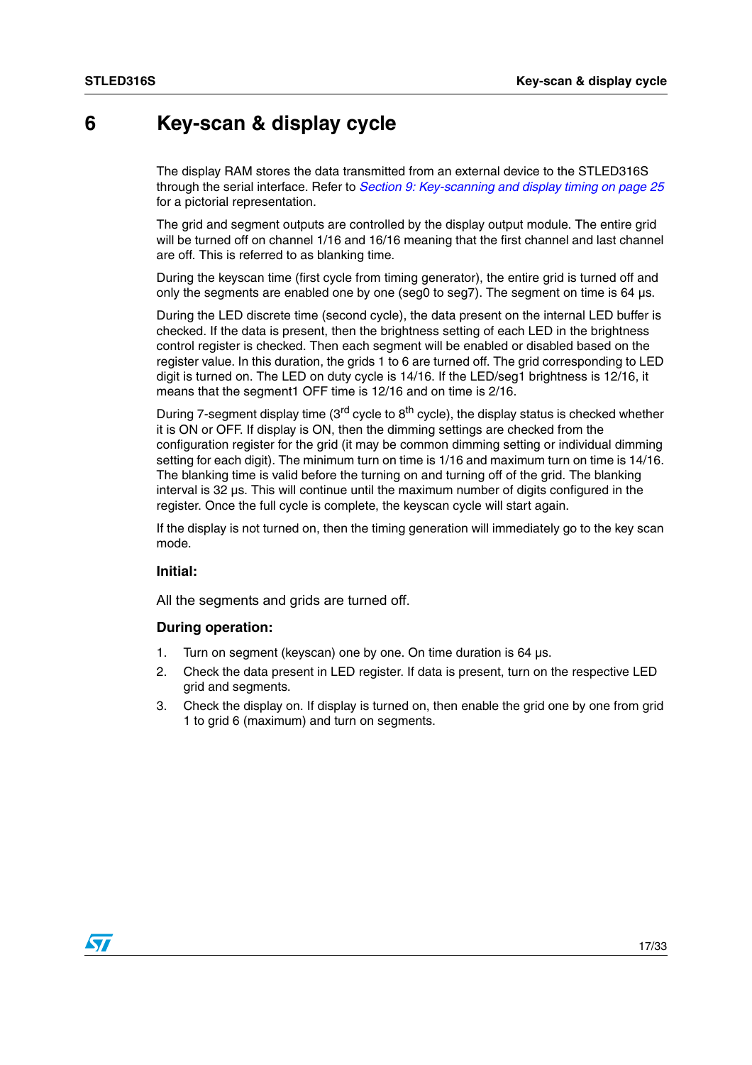# 6 Key-scan & display cycle

The display RAM stores the data transmitted from an external device to the STLED316S through the serial interface. Refer to *Section 9: Key-scanning and display timing on page 25* for a pictorial representation.

The grid and segment outputs are controlled by the display output module. The entire grid will be turned off on channel 1/16 and 16/16 meaning that the first channel and last channel are off. This is referred to as blanking time.

During the keyscan time (first cycle from timing generator), the entire grid is turned off and only the segments are enabled one by one (seg0 to seg7). The segment on time is 64 µs.

During the LED discrete time (second cycle), the data present on the internal LED buffer is checked. If the data is present, then the brightness setting of each LED in the brightness control register is checked. Then each segment will be enabled or disabled based on the register value. In this duration, the grids 1 to 6 are turned off. The grid corresponding to LED digit is turned on. The LED on duty cycle is 14/16. If the LED/seg1 brightness is 12/16, it means that the segment1 OFF time is 12/16 and on time is 2/16.

During 7-segment display time (3$^{rd}$ cycle to 8$^{th}$ cycle), the display status is checked whether it is ON or OFF. If display is ON, then the dimming settings are checked from the configuration register for the grid (it may be common dimming setting or individual dimming setting for each digit). The minimum turn on time is 1/16 and maximum turn on time is 14/16. The blanking time is valid before the turning on and turning off of the grid. The blanking interval is 32 µs. This will continue until the maximum number of digits configured in the register. Once the full cycle is complete, the keyscan cycle will start again.

If the display is not turned on, then the timing generation will immediately go to the key scan mode.

### Initial:

All the segments and grids are turned off.

### During operation:

1. Turn on segment (keyscan) one by one. On time duration is 64 µs.
2. Check the data present in LED register. If data is present, turn on the respective LED grid and segments.
3. Check the display on. If display is turned on, then enable the grid one by one from grid 1 to grid 6 (maximum) and turn on segments.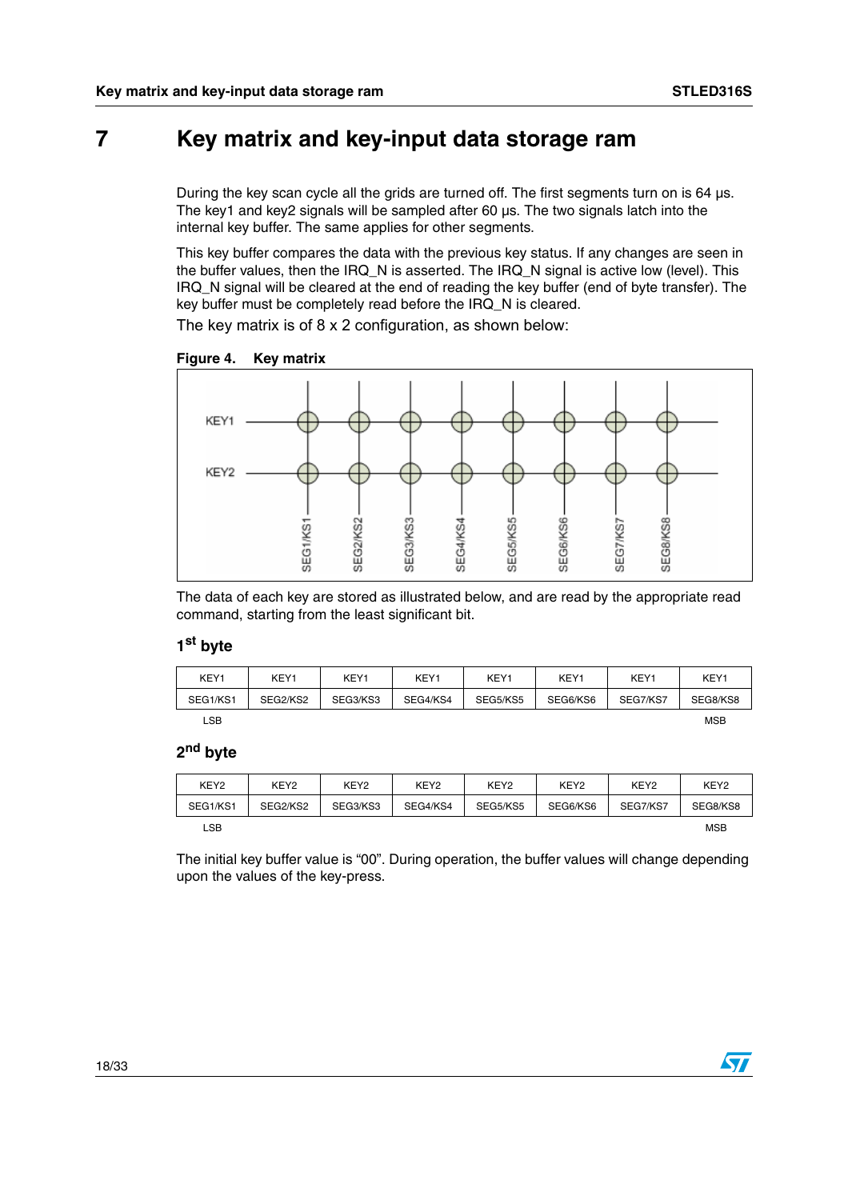# 7 Key matrix and key-input data storage ram

During the key scan cycle all the grids are turned off. The first segments turn on is 64 µs. The key1 and key2 signals will be sampled after 60 µs. The two signals latch into the internal key buffer. The same applies for other segments.

This key buffer compares the data with the previous key status. If any changes are seen in the buffer values, then the IRQ_N is asserted. The IRQ_N signal is active low (level). This IRQ_N signal will be cleared at the end of reading the key buffer (end of byte transfer). The key buffer must be completely read before the IRQ_N is cleared.

The key matrix is of 8 x 2 configuration, as shown below:

**Figure 4. Key matrix**

The data of each key are stored as illustrated below, and are read by the appropriate read command, starting from the least significant bit.

### 1st byte

| KEY1 | KEY1 | KEY1 | KEY1 | KEY1 | KEY1 | KEY1 | KEY1 |
|---|---|---|---|---|---|---|---|
| SEG1/KS1 | SEG2/KS2 | SEG3/KS3 | SEG4/KS4 | SEG5/KS5 | SEG6/KS6 | SEG7/KS7 | SEG8/KS8 |
| LSB | | | | | | | MSB |

### 2nd byte

| KEY2 | KEY2 | KEY2 | KEY2 | KEY2 | KEY2 | KEY2 | KEY2 |
|---|---|---|---|---|---|---|---|
| SEG1/KS1 | SEG2/KS2 | SEG3/KS3 | SEG4/KS4 | SEG5/KS5 | SEG6/KS6 | SEG7/KS7 | SEG8/KS8 |
| LSB | | | | | | | MSB |

The initial key buffer value is "00". During operation, the buffer values will change depending upon the values of the key-press.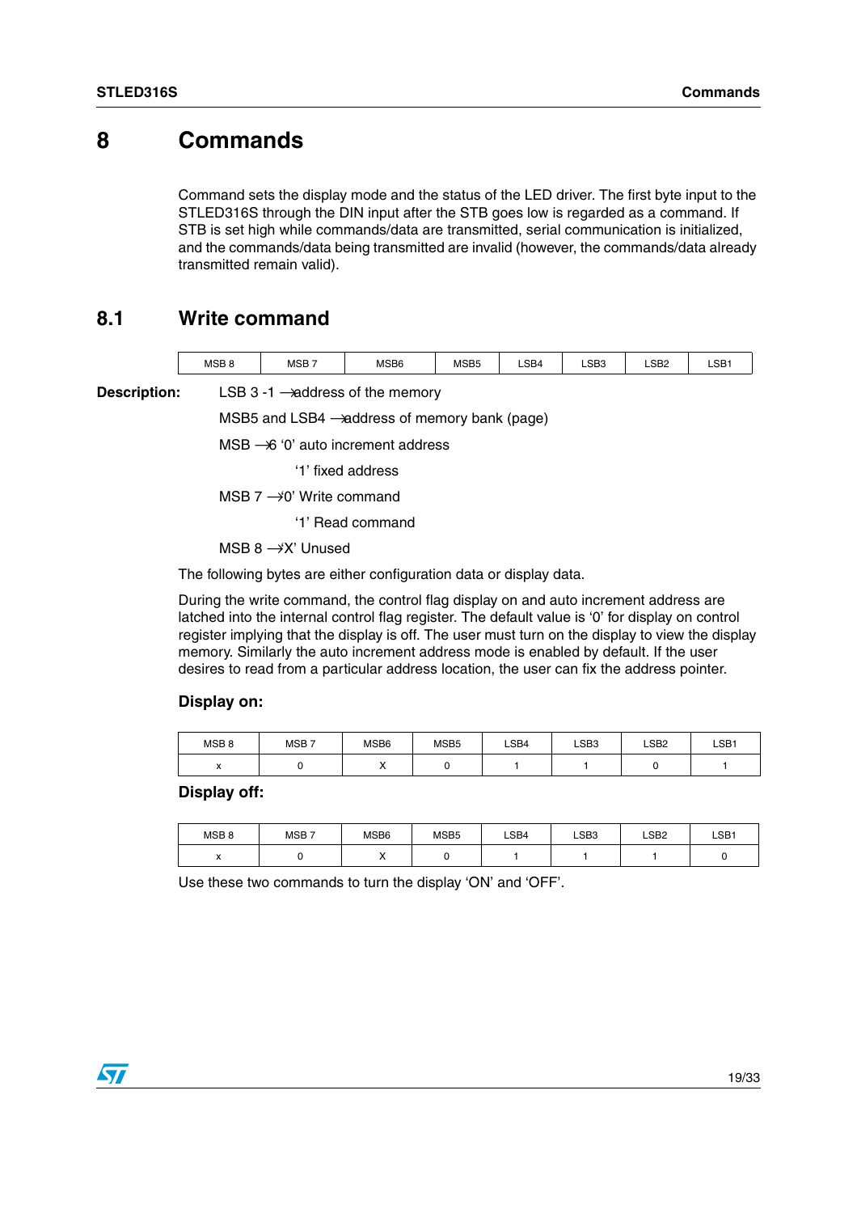# 8 Commands

Command sets the display mode and the status of the LED driver. The first byte input to the STLED316S through the DIN input after the STB goes low is regarded as a command. If STB is set high while commands/data are transmitted, serial communication is initialized, and the commands/data being transmitted are invalid (however, the commands/data already transmitted remain valid).

## 8.1 Write command

| MSB 8 | MSB 7 | MSB6 | MSB5 | LSB4 | LSB3 | LSB2 | LSB1 |
|---|---|---|---|---|---|---|---|

**Description:**

LSB 3 -1 → address of the memory

MSB5 and LSB4 → address of memory bank (page)

MSB → 6 '0' auto increment address

'1' fixed address

MSB 7 → '0' Write command

'1' Read command

MSB 8 → 'X' Unused

The following bytes are either configuration data or display data.

During the write command, the control flag display on and auto increment address are latched into the internal control flag register. The default value is '0' for display on control register implying that the display is off. The user must turn on the display to view the display memory. Similarly the auto increment address mode is enabled by default. If the user desires to read from a particular address location, the user can fix the address pointer.

### Display on:

| MSB 8 | MSB 7 | MSB6 | MSB5 | LSB4 | LSB3 | LSB2 | LSB1 |
|---|---|---|---|---|---|---|---|
| x | 0 | X | 0 | 1 | 1 | 0 | 1 |

### Display off:

| MSB 8 | MSB 7 | MSB6 | MSB5 | LSB4 | LSB3 | LSB2 | LSB1 |
|---|---|---|---|---|---|---|---|
| x | 0 | X | 0 | 1 | 1 | 1 | 0 |

Use these two commands to turn the display 'ON' and 'OFF'.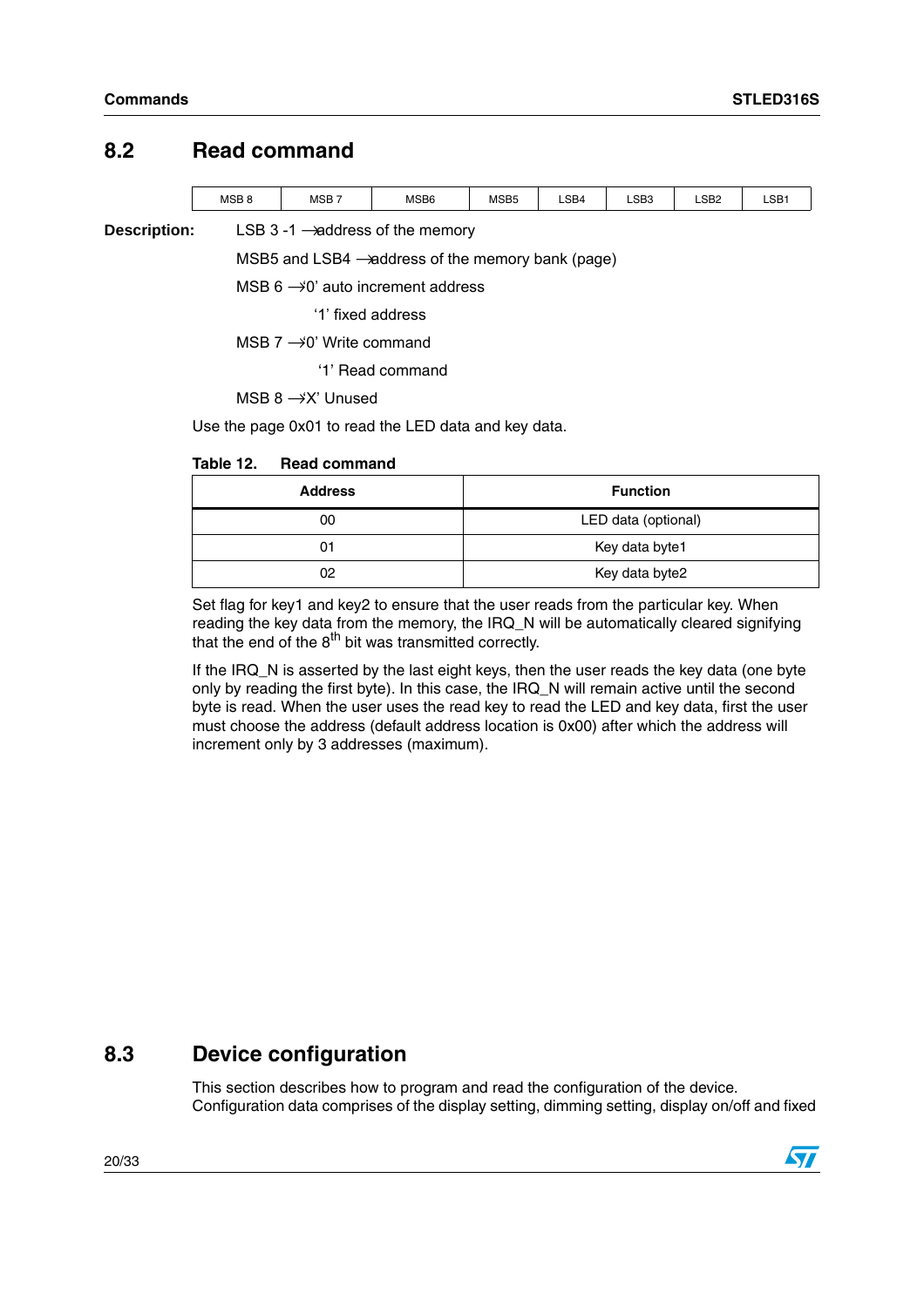## 8.2 Read command

| MSB 8 | MSB 7 | MSB6 | MSB5 | LSB4 | LSB3 | LSB2 | LSB1 |
|---|---|---|---|---|---|---|---|

**Description:** LSB 3 -1 → address of the memory

MSB5 and LSB4 → address of the memory bank (page)

MSB 6 → '0' auto increment address

'1' fixed address

MSB 7 → '0' Write command

'1' Read command

MSB 8 → 'X' Unused

Use the page 0x01 to read the LED data and key data.

**Table 12. Read command**

| Address | Function |
|---|---|
| 00 | LED data (optional) |
| 01 | Key data byte1 |
| 02 | Key data byte2 |

Set flag for key1 and key2 to ensure that the user reads from the particular key. When reading the key data from the memory, the IRQ_N will be automatically cleared signifying that the end of the 8$^{th}$ bit was transmitted correctly.

If the IRQ_N is asserted by the last eight keys, then the user reads the key data (one byte only by reading the first byte). In this case, the IRQ_N will remain active until the second byte is read. When the user uses the read key to read the LED and key data, first the user must choose the address (default address location is 0x00) after which the address will increment only by 3 addresses (maximum).

## 8.3 Device configuration

This section describes how to program and read the configuration of the device. Configuration data comprises of the display setting, dimming setting, display on/off and fixed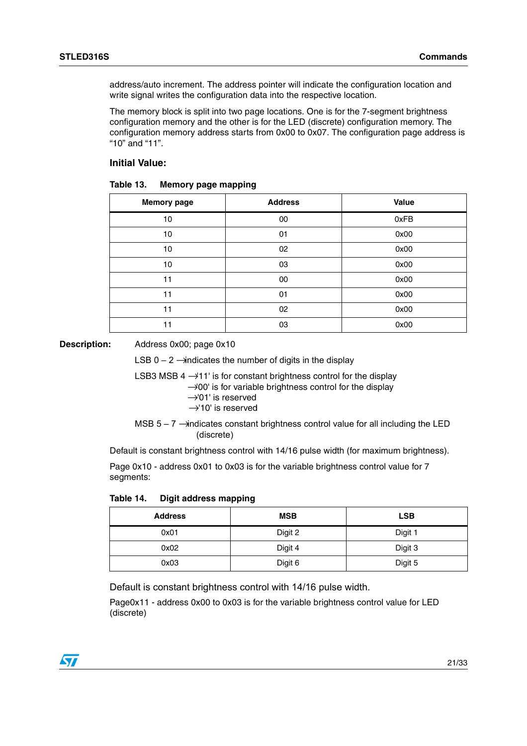address/auto increment. The address pointer will indicate the configuration location and write signal writes the configuration data into the respective location.

The memory block is split into two page locations. One is for the 7-segment brightness configuration memory and the other is for the LED (discrete) configuration memory. The configuration memory address starts from 0x00 to 0x07. The configuration page address is “10” and “11”.

### Initial Value:

**Table 13. Memory page mapping**

| Memory page | Address | Value |
|---|---|---|
| 10 | 00 | 0xFB |
| 10 | 01 | 0x00 |
| 10 | 02 | 0x00 |
| 10 | 03 | 0x00 |
| 11 | 00 | 0x00 |
| 11 | 01 | 0x00 |
| 11 | 02 | 0x00 |
| 11 | 03 | 0x00 |

**Description:** Address 0x00; page 0x10

LSB 0 – 2 → indicates the number of digits in the display

LSB3 MSB 4 → '11' is for constant brightness control for the display
→ '00' is for variable brightness control for the display
→ '01' is reserved
→ '10' is reserved

MSB 5 – 7 → indicates constant brightness control value for all including the LED (discrete)

Default is constant brightness control with 14/16 pulse width (for maximum brightness).

Page 0x10 - address 0x01 to 0x03 is for the variable brightness control value for 7 segments:

**Table 14. Digit address mapping**

| Address | MSB | LSB |
|---|---|---|
| 0x01 | Digit 2 | Digit 1 |
| 0x02 | Digit 4 | Digit 3 |
| 0x03 | Digit 6 | Digit 5 |

Default is constant brightness control with 14/16 pulse width.

Page0x11 - address 0x00 to 0x03 is for the variable brightness control value for LED (discrete)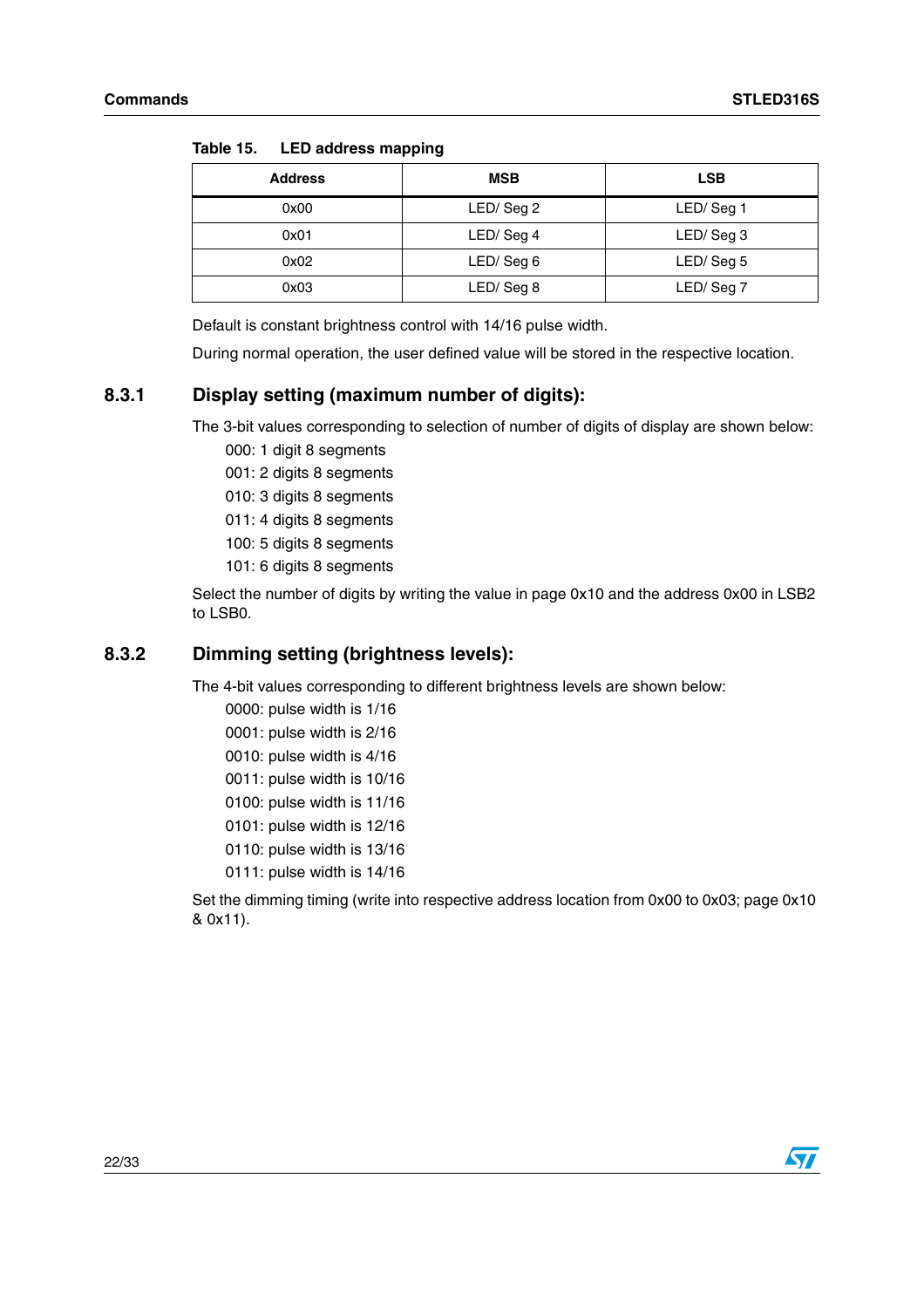Table 15. LED address mapping

| Address | MSB | LSB |
|---|---|---|
| 0x00 | LED/ Seg 2 | LED/ Seg 1 |
| 0x01 | LED/ Seg 4 | LED/ Seg 3 |
| 0x02 | LED/ Seg 6 | LED/ Seg 5 |
| 0x03 | LED/ Seg 8 | LED/ Seg 7 |

Default is constant brightness control with 14/16 pulse width.

During normal operation, the user defined value will be stored in the respective location.

### 8.3.1 Display setting (maximum number of digits):

The 3-bit values corresponding to selection of number of digits of display are shown below:

- 000: 1 digit 8 segments
- 001: 2 digits 8 segments
- 010: 3 digits 8 segments
- 011: 4 digits 8 segments
- 100: 5 digits 8 segments
- 101: 6 digits 8 segments

Select the number of digits by writing the value in page 0x10 and the address 0x00 in LSB2 to LSB0.

### 8.3.2 Dimming setting (brightness levels):

The 4-bit values corresponding to different brightness levels are shown below:

- 0000: pulse width is 1/16
- 0001: pulse width is 2/16
- 0010: pulse width is 4/16
- 0011: pulse width is 10/16
- 0100: pulse width is 11/16
- 0101: pulse width is 12/16
- 0110: pulse width is 13/16
- 0111: pulse width is 14/16

Set the dimming timing (write into respective address location from 0x00 to 0x03; page 0x10 & 0x11).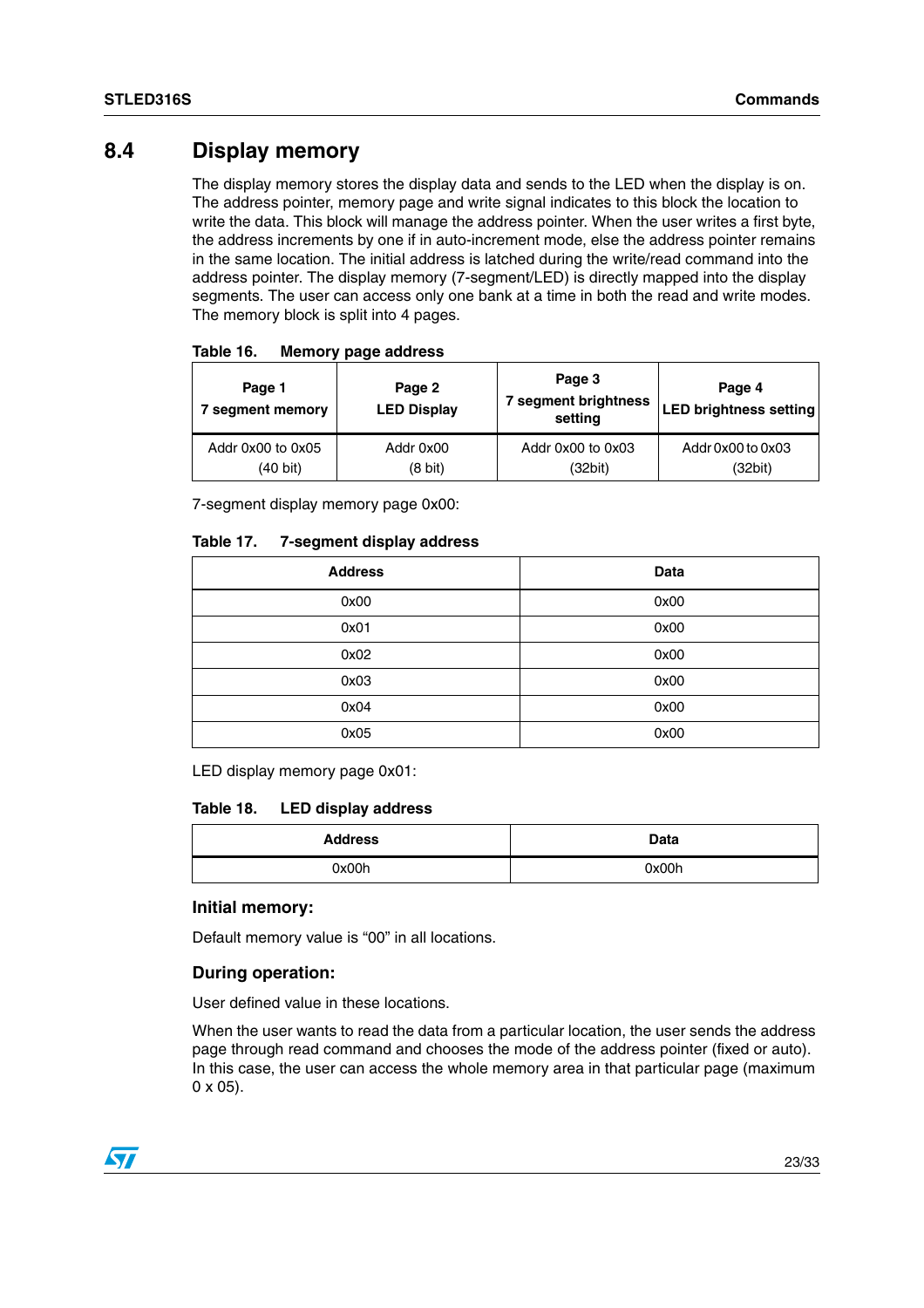## 8.4 Display memory

The display memory stores the display data and sends to the LED when the display is on. The address pointer, memory page and write signal indicates to this block the location to write the data. This block will manage the address pointer. When the user writes a first byte, the address increments by one if in auto-increment mode, else the address pointer remains in the same location. The initial address is latched during the write/read command into the address pointer. The display memory (7-segment/LED) is directly mapped into the display segments. The user can access only one bank at a time in both the read and write modes. The memory block is split into 4 pages.

**Table 16. Memory page address**

| Page 1 7 segment memory | Page 2 LED Display | Page 3 7 segment brightness setting | Page 4 LED brightness setting |
|---|---|---|---|
| Addr 0x00 to 0x05 (40 bit) | Addr 0x00 (8 bit) | Addr 0x00 to 0x03 (32bit) | Addr 0x00 to 0x03 (32bit) |

7-segment display memory page 0x00:

**Table 17. 7-segment display address**

| Address | Data |
|---|---|
| 0x00 | 0x00 |
| 0x01 | 0x00 |
| 0x02 | 0x00 |
| 0x03 | 0x00 |
| 0x04 | 0x00 |
| 0x05 | 0x00 |

LED display memory page 0x01:

**Table 18. LED display address**

| Address | Data |
|---|---|
| 0x00h | 0x00h |

### Initial memory:

Default memory value is "00" in all locations.

### During operation:

User defined value in these locations.

When the user wants to read the data from a particular location, the user sends the address page through read command and chooses the mode of the address pointer (fixed or auto). In this case, the user can access the whole memory area in that particular page (maximum 0 x 05).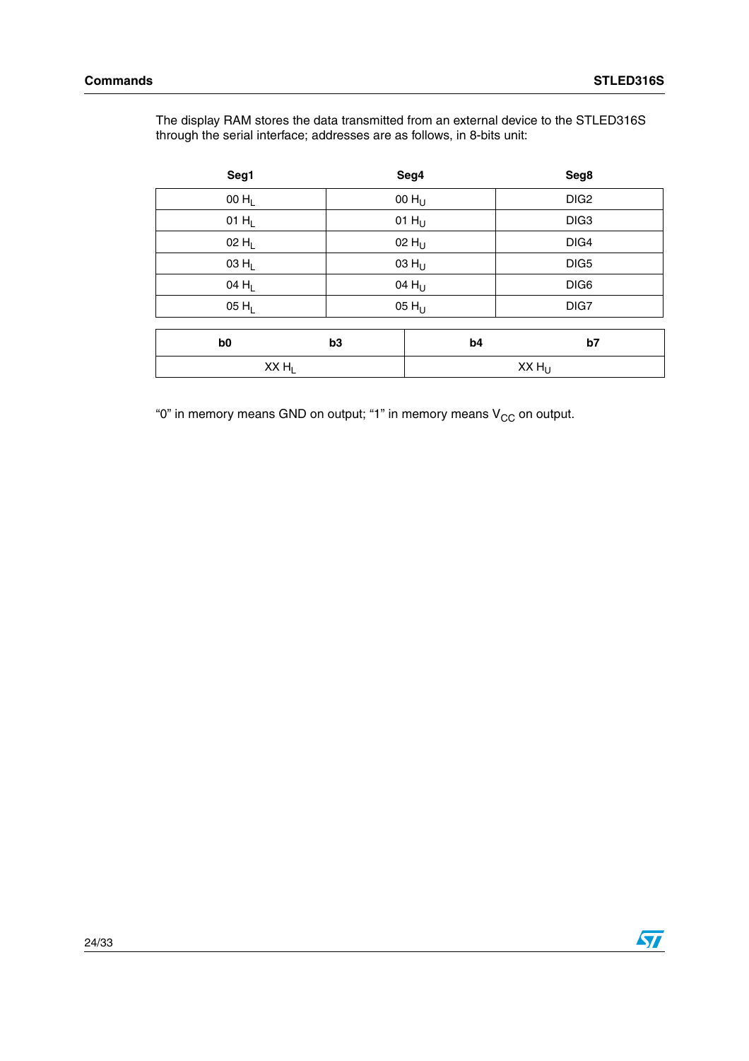The display RAM stores the data transmitted from an external device to the STLED316S through the serial interface; addresses are as follows, in 8-bits unit:

| Seg1 | Seg4 | Seg8 |
|---|---|---|
| 00 $H_L$ | 00 $H_U$ | DIG2 |
| 01 $H_L$ | 01 $H_U$ | DIG3 |
| 02 $H_L$ | 02 $H_U$ | DIG4 |
| 03 $H_L$ | 03 $H_U$ | DIG5 |
| 04 $H_L$ | 04 $H_U$ | DIG6 |
| 05 $H_L$ | 05 $H_U$ | DIG7 |

| b0 | b3 | b4 | b7 |
|---|---|---|---|
| XX $H_L$ | | XX $H_U$ | |

"0" in memory means GND on output; "1" in memory means $V_{CC}$ on output.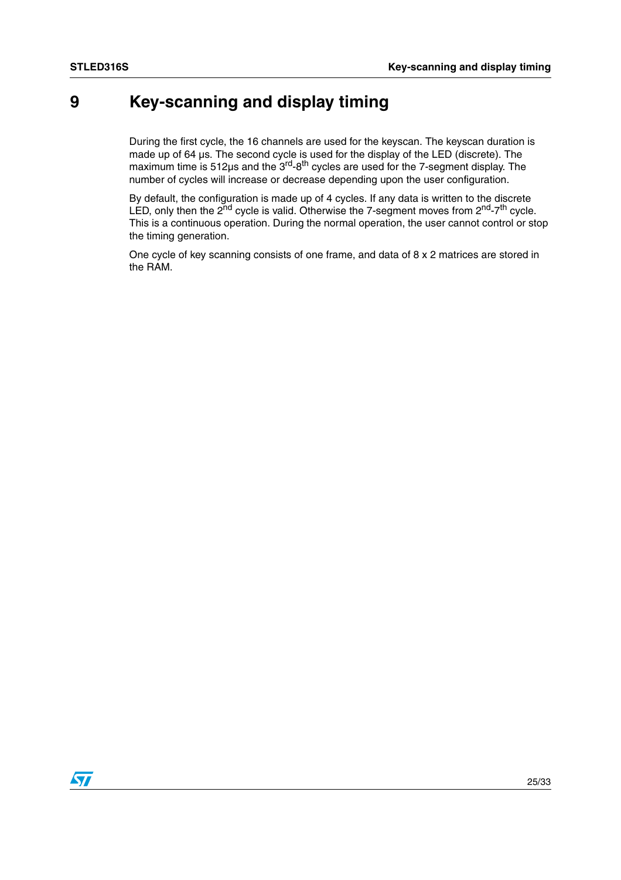# 9 Key-scanning and display timing

During the first cycle, the 16 channels are used for the keyscan. The keyscan duration is made up of 64 µs. The second cycle is used for the display of the LED (discrete). The maximum time is 512µs and the $3^{rd}$-$8^{th}$ cycles are used for the 7-segment display. The number of cycles will increase or decrease depending upon the user configuration.

By default, the configuration is made up of 4 cycles. If any data is written to the discrete LED, only then the $2^{nd}$ cycle is valid. Otherwise the 7-segment moves from $2^{nd}$-$7^{th}$ cycle. This is a continuous operation. During the normal operation, the user cannot control or stop the timing generation.

One cycle of key scanning consists of one frame, and data of 8 x 2 matrices are stored in the RAM.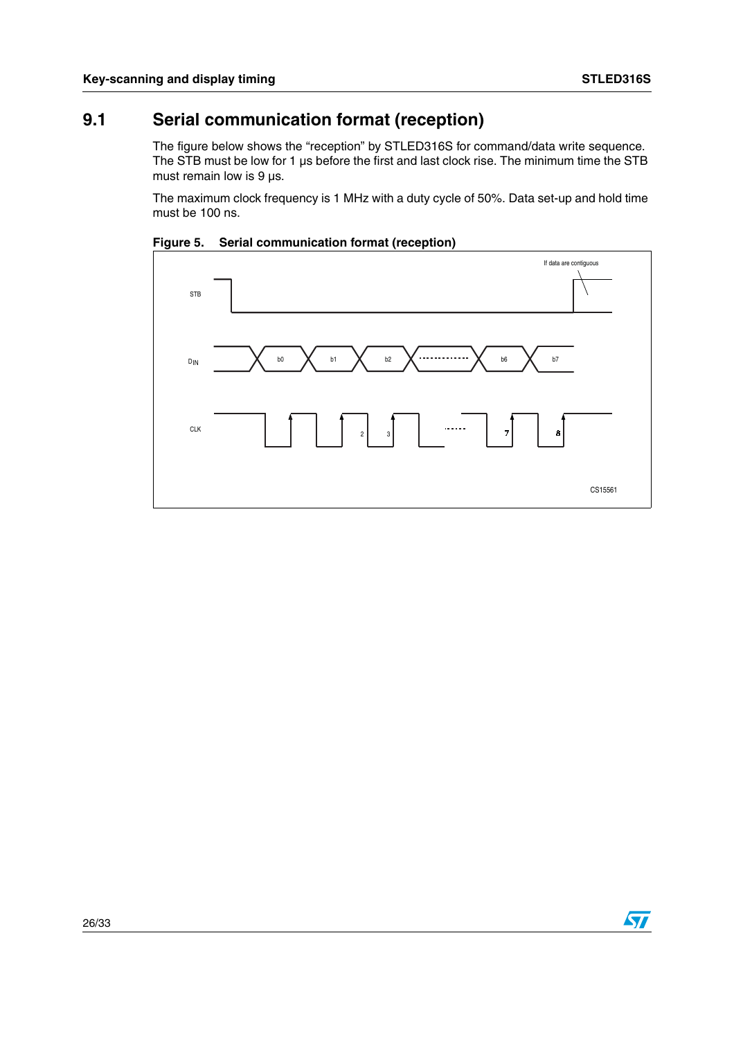## 9.1 Serial communication format (reception)

The figure below shows the "reception" by STLED316S for command/data write sequence. The STB must be low for 1 µs before the first and last clock rise. The minimum time the STB must remain low is 9 µs.

The maximum clock frequency is 1 MHz with a duty cycle of 50%. Data set-up and hold time must be 100 ns.

**Figure 5. Serial communication format (reception)**

If data are contiguous

STB

$D_{IN}$ b0 b1 b2 b6 b7

CLK 2 3 7 8

CS15561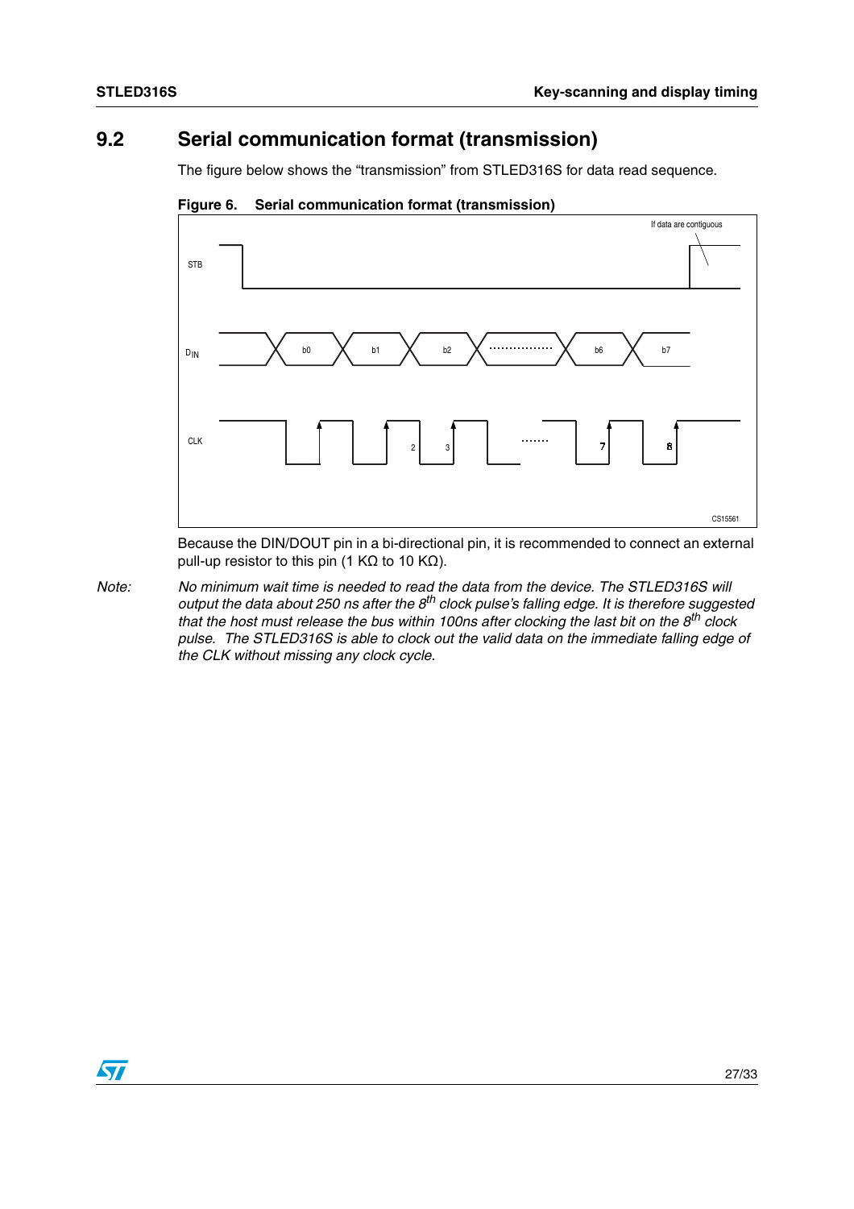## 9.2 Serial communication format (transmission)

The figure below shows the “transmission” from STLED316S for data read sequence.

**Figure 6. Serial communication format (transmission)**

Because the DIN/DOUT pin in a bi-directional pin, it is recommended to connect an external pull-up resistor to this pin (1 KΩ to 10 KΩ).

*Note: No minimum wait time is needed to read the data from the device. The STLED316S will output the data about 250 ns after the 8th clock pulse’s falling edge. It is therefore suggested that the host must release the bus within 100ns after clocking the last bit on the 8th clock pulse. The STLED316S is able to clock out the valid data on the immediate falling edge of the CLK without missing any clock cycle.*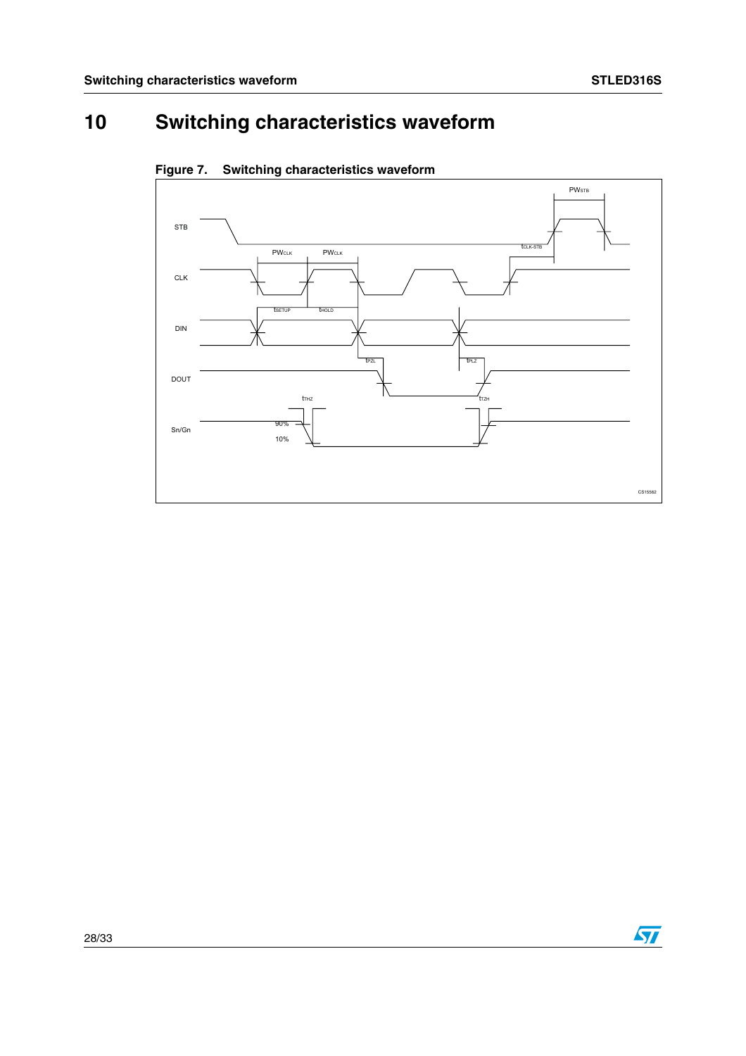# 10 Switching characteristics waveform

**Figure 7. Switching characteristics waveform**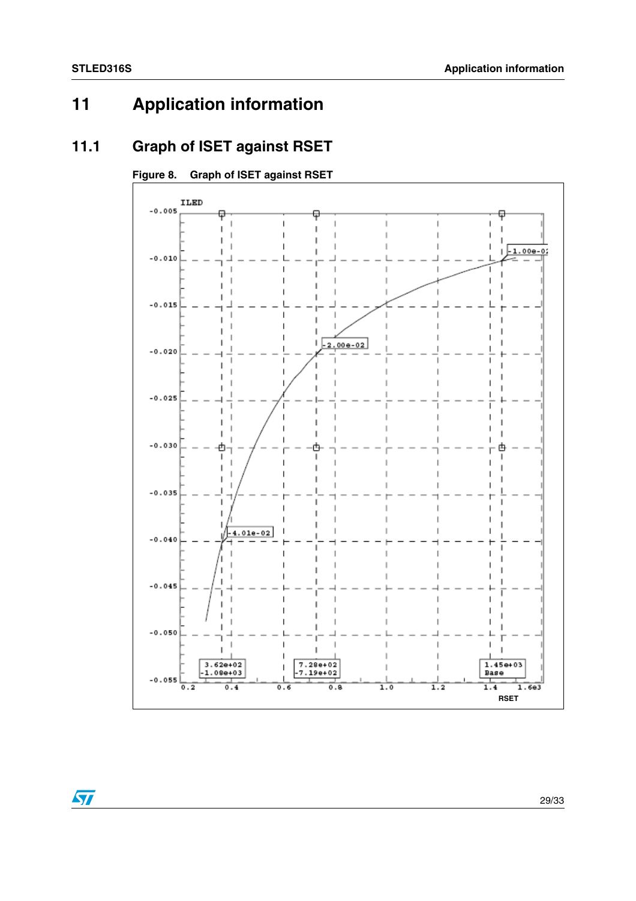# 11 Application information

## 11.1 Graph of ISET against RSET

**Figure 8. Graph of ISET against RSET**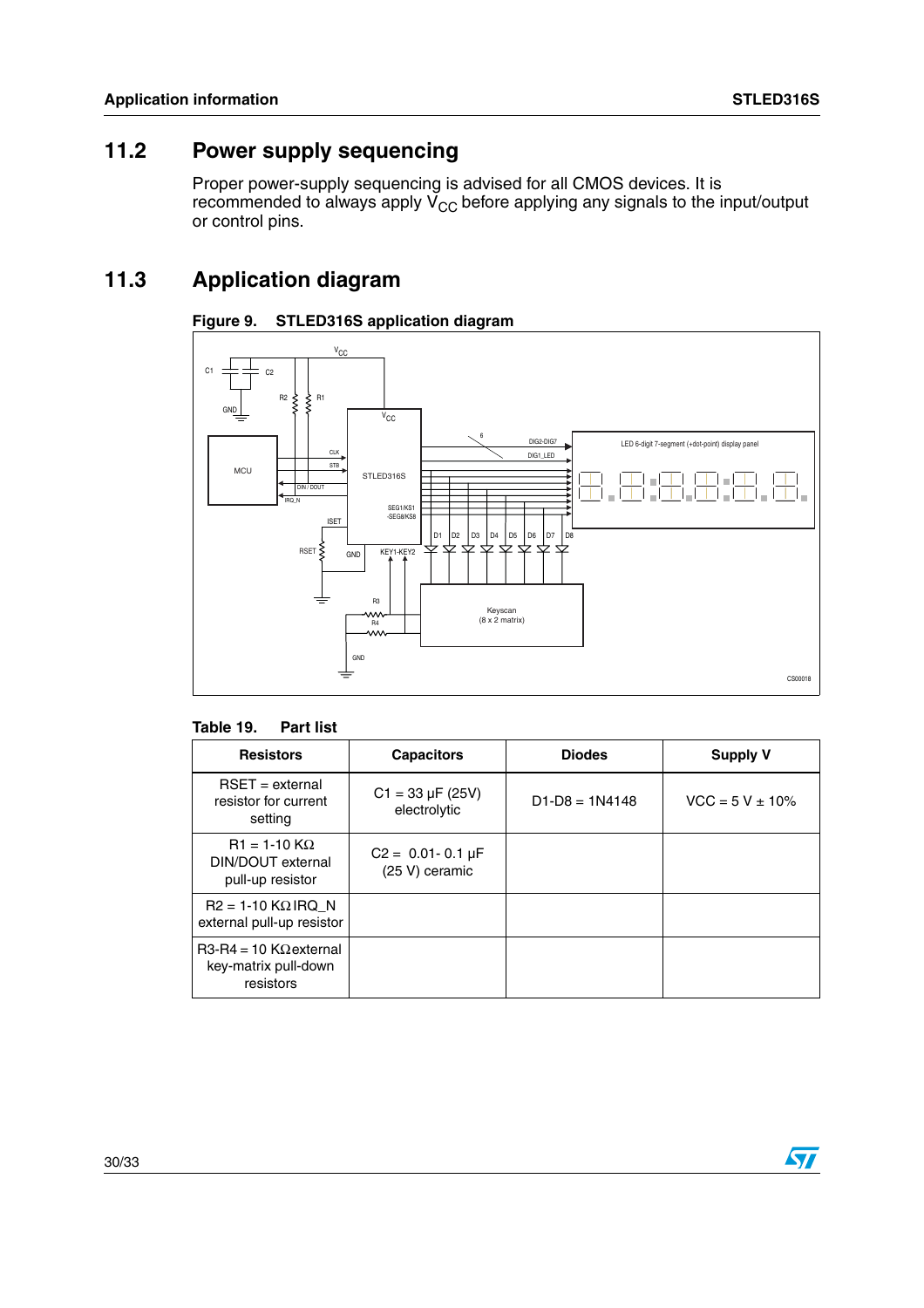## 11.2 Power supply sequencing

Proper power-supply sequencing is advised for all CMOS devices. It is recommended to always apply $V_{CC}$ before applying any signals to the input/output or control pins.

## 11.3 Application diagram

**Figure 9. STLED316S application diagram**

**Table 19. Part list**

| Resistors | Capacitors | Diodes | Supply V |
|---|---|---|---|
| RSET = external resistor for current setting | C1 = 33 µF (25V) electrolytic | D1-D8 = 1N4148 | VCC = 5 V ± 10% |
| R1 = 1-10 KΩ DIN/DOUT external pull-up resistor | C2 = 0.01- 0.1 µF (25 V) ceramic | | |
| R2 = 1-10 KΩ IRQ_N external pull-up resistor | | | |
| R3-R4 = 10 KΩ external key-matrix pull-down resistors | | | |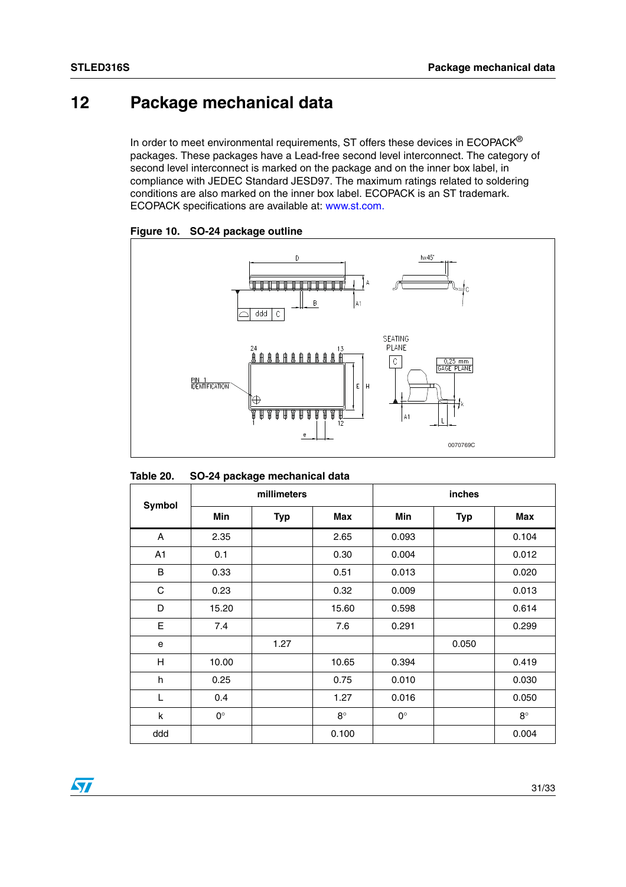# 12 Package mechanical data

In order to meet environmental requirements, ST offers these devices in ECOPACK® packages. These packages have a Lead-free second level interconnect. The category of second level interconnect is marked on the package and on the inner box label, in compliance with JEDEC Standard JESD97. The maximum ratings related to soldering conditions are also marked on the inner box label. ECOPACK is an ST trademark. ECOPACK specifications are available at: www.st.com.

**Figure 10. SO-24 package outline**

**Table 20. SO-24 package mechanical data**

| Symbol | millimeters | | | inches | | |
|---|---|---|---|---|---|---|
| | Min | Typ | Max | Min | Typ | Max |
| A | 2.35 | | 2.65 | 0.093 | | 0.104 |
| A1 | 0.1 | | 0.30 | 0.004 | | 0.012 |
| B | 0.33 | | 0.51 | 0.013 | | 0.020 |
| C | 0.23 | | 0.32 | 0.009 | | 0.013 |
| D | 15.20 | | 15.60 | 0.598 | | 0.614 |
| E | 7.4 | | 7.6 | 0.291 | | 0.299 |
| e | | 1.27 | | | 0.050 | |
| H | 10.00 | | 10.65 | 0.394 | | 0.419 |
| h | 0.25 | | 0.75 | 0.010 | | 0.030 |
| L | 0.4 | | 1.27 | 0.016 | | 0.050 |
| k | 0° | | 8° | 0° | | 8° |
| ddd | | | 0.100 | | | 0.004 |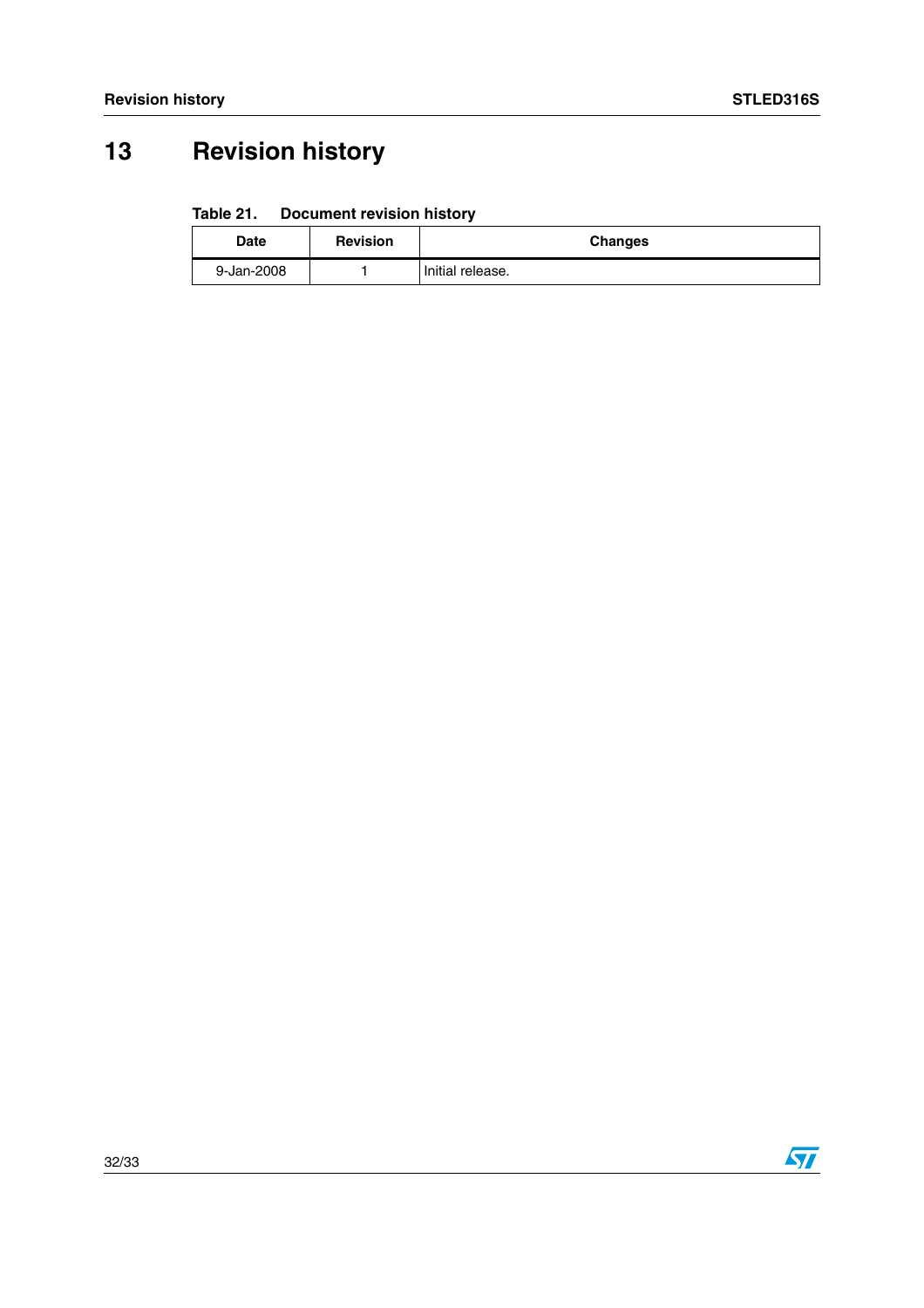# 13 Revision history

**Table 21. Document revision history**

| Date | Revision | Changes |
|---|---|---|
| 9-Jan-2008 | 1 | Initial release. |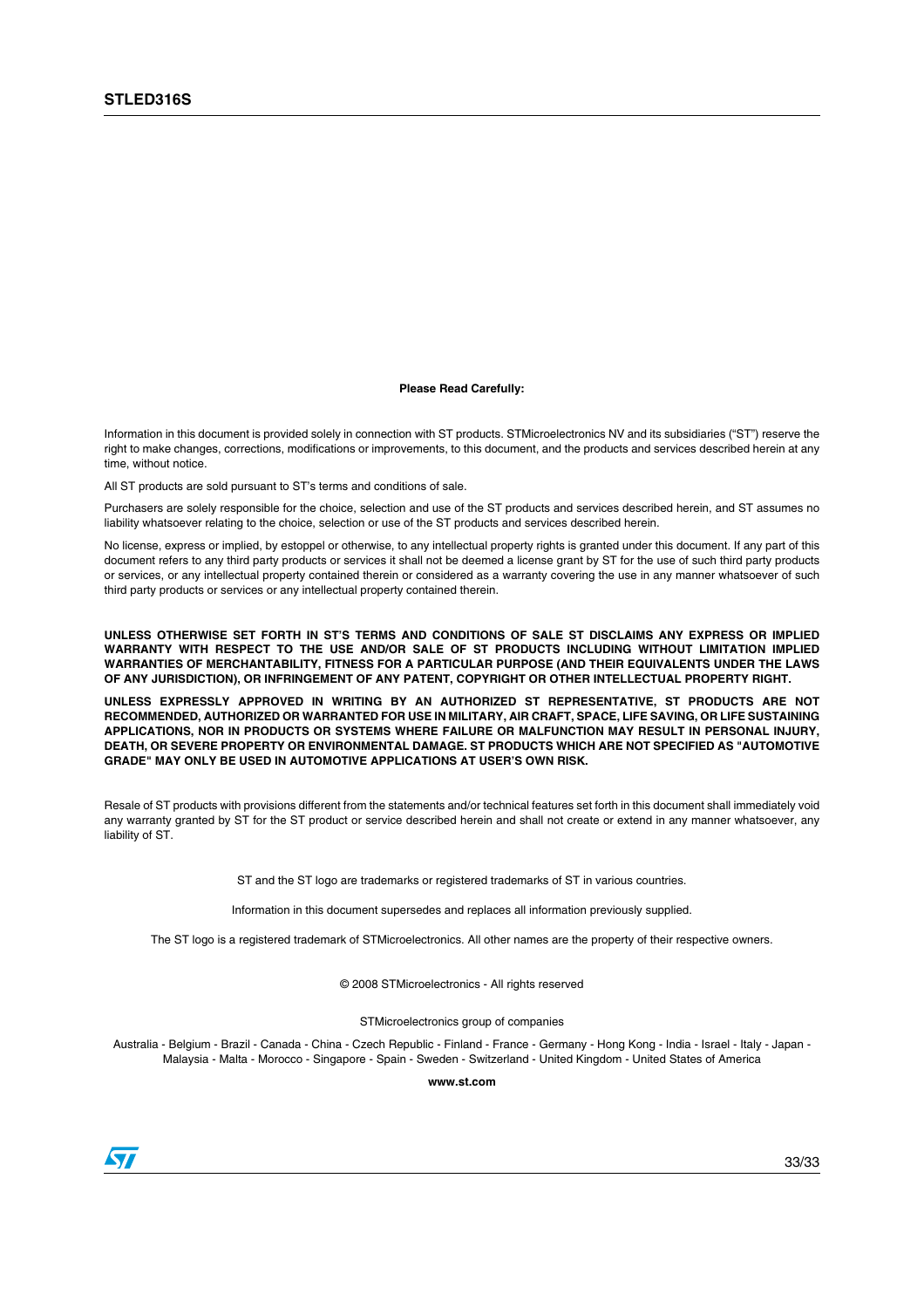**Please Read Carefully:**

Information in this document is provided solely in connection with ST products. STMicroelectronics NV and its subsidiaries (“ST”) reserve the right to make changes, corrections, modifications or improvements, to this document, and the products and services described herein at any time, without notice.

All ST products are sold pursuant to ST’s terms and conditions of sale.

Purchasers are solely responsible for the choice, selection and use of the ST products and services described herein, and ST assumes no liability whatsoever relating to the choice, selection or use of the ST products and services described herein.

No license, express or implied, by estoppel or otherwise, to any intellectual property rights is granted under this document. If any part of this document refers to any third party products or services it shall not be deemed a license grant by ST for the use of such third party products or services, or any intellectual property contained therein or considered as a warranty covering the use in any manner whatsoever of such third party products or services or any intellectual property contained therein.

**UNLESS OTHERWISE SET FORTH IN ST’S TERMS AND CONDITIONS OF SALE ST DISCLAIMS ANY EXPRESS OR IMPLIED WARRANTY WITH RESPECT TO THE USE AND/OR SALE OF ST PRODUCTS INCLUDING WITHOUT LIMITATION IMPLIED WARRANTIES OF MERCHANTABILITY, FITNESS FOR A PARTICULAR PURPOSE (AND THEIR EQUIVALENTS UNDER THE LAWS OF ANY JURISDICTION), OR INFRINGEMENT OF ANY PATENT, COPYRIGHT OR OTHER INTELLECTUAL PROPERTY RIGHT.**

**UNLESS EXPRESSLY APPROVED IN WRITING BY AN AUTHORIZED ST REPRESENTATIVE, ST PRODUCTS ARE NOT RECOMMENDED, AUTHORIZED OR WARRANTED FOR USE IN MILITARY, AIR CRAFT, SPACE, LIFE SAVING, OR LIFE SUSTAINING APPLICATIONS, NOR IN PRODUCTS OR SYSTEMS WHERE FAILURE OR MALFUNCTION MAY RESULT IN PERSONAL INJURY, DEATH, OR SEVERE PROPERTY OR ENVIRONMENTAL DAMAGE. ST PRODUCTS WHICH ARE NOT SPECIFIED AS "AUTOMOTIVE GRADE" MAY ONLY BE USED IN AUTOMOTIVE APPLICATIONS AT USER’S OWN RISK.**

Resale of ST products with provisions different from the statements and/or technical features set forth in this document shall immediately void any warranty granted by ST for the ST product or service described herein and shall not create or extend in any manner whatsoever, any liability of ST.

ST and the ST logo are trademarks or registered trademarks of ST in various countries.

Information in this document supersedes and replaces all information previously supplied.

The ST logo is a registered trademark of STMicroelectronics. All other names are the property of their respective owners.

© 2008 STMicroelectronics - All rights reserved

STMicroelectronics group of companies

Australia - Belgium - Brazil - Canada - China - Czech Republic - Finland - France - Germany - Hong Kong - India - Israel - Italy - Japan - Malaysia - Malta - Morocco - Singapore - Spain - Sweden - Switzerland - United Kingdom - United States of America

**www.st.com**